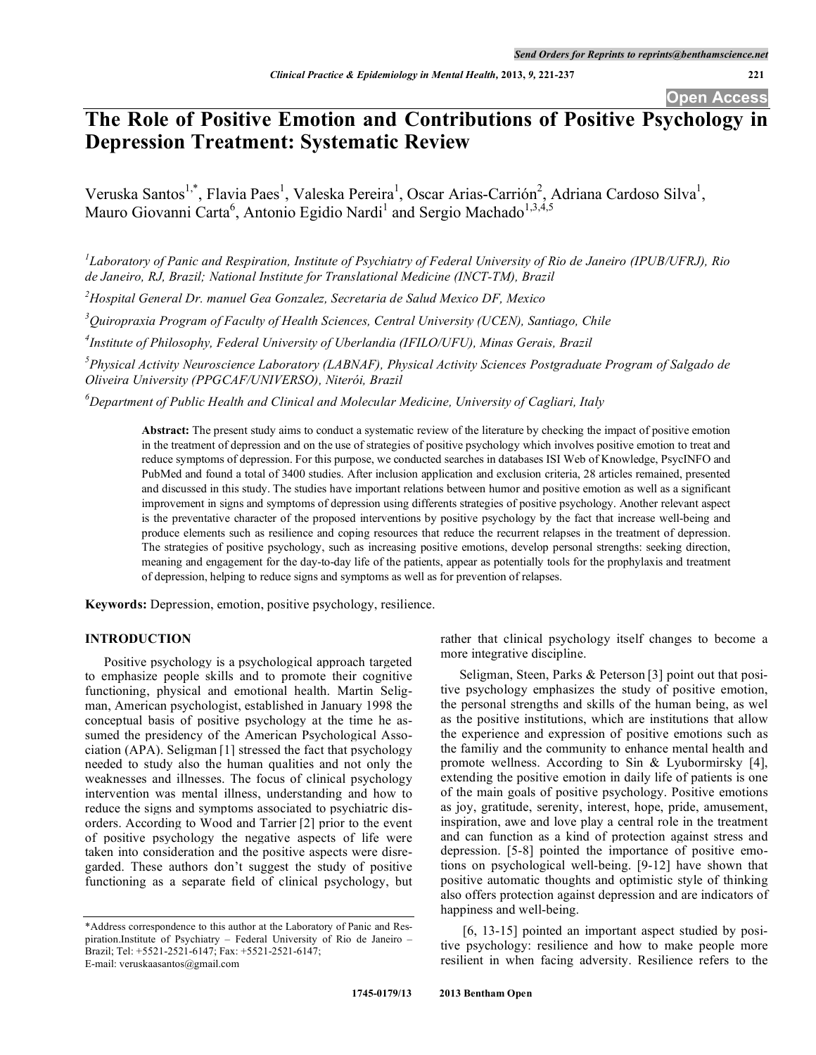Open Access

# The Role of Positive Emotion and Contributions of Positive Psychology in Depression Treatment: Systematic Review

Veruska Santos[1,*], Flavia Paes[1], Valeska Pereira[1], Oscar Arias-Carrión[2], Adriana Cardoso Silva[1], Mauro Giovanni Carta[6], Antonio Egidio Nardi[1] and Sergio Machado[1,3,4,5]

[1]Laboratory of Panic and Respiration, Institute of Psychiatry of Federal University of Rio de Janeiro (IPUB/UFRJ), Rio de Janeiro, RJ, Brazil; National Institute for Translational Medicine (INCT-TM), Brazil

[2]Hospital General Dr. manuel Gea Gonzalez, Secretaria de Salud Mexico DF, Mexico

[3]Quiropraxia Program of Faculty of Health Sciences, Central University (UCEN), Santiago, Chile

[4]Institute of Philosophy, Federal University of Uberlandia (IFILO/UFU), Minas Gerais, Brazil

[5]Physical Activity Neuroscience Laboratory (LABNAF), Physical Activity Sciences Postgraduate Program of Salgado de Oliveira University (PPGCAF/UNIVERSO), Niterói, Brazil

[6]Department of Public Health and Clinical and Molecular Medicine, University of Cagliari, Italy

**Abstract:** The present study aims to conduct a systematic review of the literature by checking the impact of positive emotion in the treatment of depression and on the use of strategies of positive psychology which involves positive emotion to treat and reduce symptoms of depression. For this purpose, we conducted searches in databases ISI Web of Knowledge, PsycINFO and PubMed and found a total of 3400 studies. After inclusion application and exclusion criteria, 28 articles remained, presented and discussed in this study. The studies have important relations between humor and positive emotion as well as a significant improvement in signs and symptoms of depression using differents strategies of positive psychology. Another relevant aspect is the preventative character of the proposed interventions by positive psychology by the fact that increase well-being and produce elements such as resilience and coping resources that reduce the recurrent relapses in the treatment of depression. The strategies of positive psychology, such as increasing positive emotions, develop personal strengths: seeking direction, meaning and engagement for the day-to-day life of the patients, appear as potentially tools for the prophylaxis and treatment of depression, helping to reduce signs and symptoms as well as for prevention of relapses.

**Keywords:** Depression, emotion, positive psychology, resilience.

## INTRODUCTION

Positive psychology is a psychological approach targeted to emphasize people skills and to promote their cognitive functioning, physical and emotional health. Martin Seligman, American psychologist, established in January 1998 the conceptual basis of positive psychology at the time he assumed the presidency of the American Psychological Association (APA). Seligman [1] stressed the fact that psychology needed to study also the human qualities and not only the weaknesses and illnesses. The focus of clinical psychology intervention was mental illness, understanding and how to reduce the signs and symptoms associated to psychiatric disorders. According to Wood and Tarrier [2] prior to the event of positive psychology the negative aspects of life were taken into consideration and the positive aspects were disregarded. These authors don't suggest the study of positive functioning as a separate field of clinical psychology, but rather that clinical psychology itself changes to become a more integrative discipline.

Seligman, Steen, Parks & Peterson [3] point out that positive psychology emphasizes the study of positive emotion, the personal strengths and skills of the human being, as wel as the positive institutions, which are institutions that allow the experience and expression of positive emotions such as the familiy and the community to enhance mental health and promote wellness. According to Sin & Lyubormirsky [4], extending the positive emotion in daily life of patients is one of the main goals of positive psychology. Positive emotions as joy, gratitude, serenity, interest, hope, pride, amusement, inspiration, awe and love play a central role in the treatment and can function as a kind of protection against stress and depression. [5-8] pointed the importance of positive emotions on psychological well-being. [9-12] have shown that positive automatic thoughts and optimistic style of thinking also offers protection against depression and are indicators of happiness and well-being.

[6, 13-15] pointed an important aspect studied by positive psychology: resilience and how to make people more resilient in when facing adversity. Resilience refers to the

*Address correspondence to this author at the Laboratory of Panic and Respiration.Institute of Psychiatry – Federal University of Rio de Janeiro – Brazil; Tel: +5521-2521-6147; Fax: +5521-2521-6147;
E-mail: veruskaasantos@gmail.com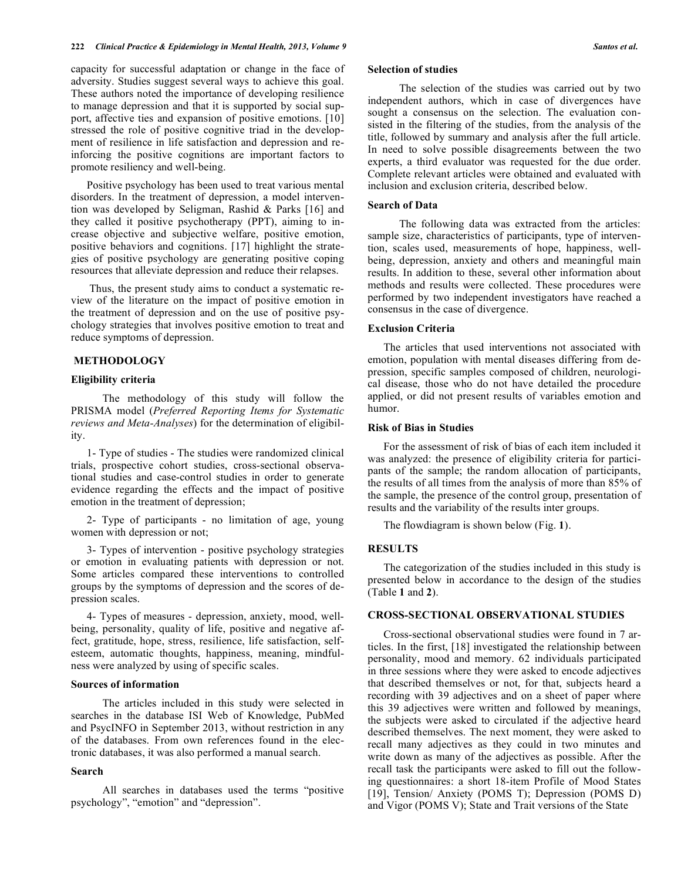capacity for successful adaptation or change in the face of adversity. Studies suggest several ways to achieve this goal. These authors noted the importance of developing resilience to manage depression and that it is supported by social support, affective ties and expansion of positive emotions. [10] stressed the role of positive cognitive triad in the development of resilience in life satisfaction and depression and reinforcing the positive cognitions are important factors to promote resiliency and well-being.

Positive psychology has been used to treat various mental disorders. In the treatment of depression, a model intervention was developed by Seligman, Rashid & Parks [16] and they called it positive psychotherapy (PPT), aiming to increase objective and subjective welfare, positive emotion, positive behaviors and cognitions. [17] highlight the strategies of positive psychology are generating positive coping resources that alleviate depression and reduce their relapses.

Thus, the present study aims to conduct a systematic review of the literature on the impact of positive emotion in the treatment of depression and on the use of positive psychology strategies that involves positive emotion to treat and reduce symptoms of depression.

## METHODOLOGY

### Eligibility criteria

The methodology of this study will follow the PRISMA model (*Preferred Reporting Items for Systematic reviews and Meta-Analyses*) for the determination of eligibility.

1- Type of studies - The studies were randomized clinical trials, prospective cohort studies, cross-sectional observational studies and case-control studies in order to generate evidence regarding the effects and the impact of positive emotion in the treatment of depression;

2- Type of participants - no limitation of age, young women with depression or not;

3- Types of intervention - positive psychology strategies or emotion in evaluating patients with depression or not. Some articles compared these interventions to controlled groups by the symptoms of depression and the scores of depression scales.

4- Types of measures - depression, anxiety, mood, well-being, personality, quality of life, positive and negative affect, gratitude, hope, stress, resilience, life satisfaction, self-esteem, automatic thoughts, happiness, meaning, mindfulness were analyzed by using of specific scales.

### Sources of information

The articles included in this study were selected in searches in the database ISI Web of Knowledge, PubMed and PsycINFO in September 2013, without restriction in any of the databases. From own references found in the electronic databases, it was also performed a manual search.

### Search

All searches in databases used the terms "positive psychology", "emotion" and "depression".

### Selection of studies

The selection of the studies was carried out by two independent authors, which in case of divergences have sought a consensus on the selection. The evaluation consisted in the filtering of the studies, from the analysis of the title, followed by summary and analysis after the full article. In need to solve possible disagreements between the two experts, a third evaluator was requested for the due order. Complete relevant articles were obtained and evaluated with inclusion and exclusion criteria, described below.

### Search of Data

The following data was extracted from the articles: sample size, characteristics of participants, type of intervention, scales used, measurements of hope, happiness, well-being, depression, anxiety and others and meaningful main results. In addition to these, several other information about methods and results were collected. These procedures were performed by two independent investigators have reached a consensus in the case of divergence.

### Exclusion Criteria

The articles that used interventions not associated with emotion, population with mental diseases differing from depression, specific samples composed of children, neurological disease, those who do not have detailed the procedure applied, or did not present results of variables emotion and humor.

### Risk of Bias in Studies

For the assessment of risk of bias of each item included it was analyzed: the presence of eligibility criteria for participants of the sample; the random allocation of participants, the results of all times from the analysis of more than 85% of the sample, the presence of the control group, presentation of results and the variability of the results inter groups.

The flowdiagram is shown below (Fig. **1**).

## RESULTS

The categorization of the studies included in this study is presented below in accordance to the design of the studies (Table **1** and **2**).

## CROSS-SECTIONAL OBSERVATIONAL STUDIES

Cross-sectional observational studies were found in 7 articles. In the first, [18] investigated the relationship between personality, mood and memory. 62 individuals participated in three sessions where they were asked to encode adjectives that described themselves or not, for that, subjects heard a recording with 39 adjectives and on a sheet of paper where this 39 adjectives were written and followed by meanings, the subjects were asked to circulated if the adjective heard described themselves. The next moment, they were asked to recall many adjectives as they could in two minutes and write down as many of the adjectives as possible. After the recall task the participants were asked to fill out the following questionnaires: a short 18-item Profile of Mood States [19], Tension/ Anxiety (POMS T); Depression (POMS D) and Vigor (POMS V); State and Trait versions of the State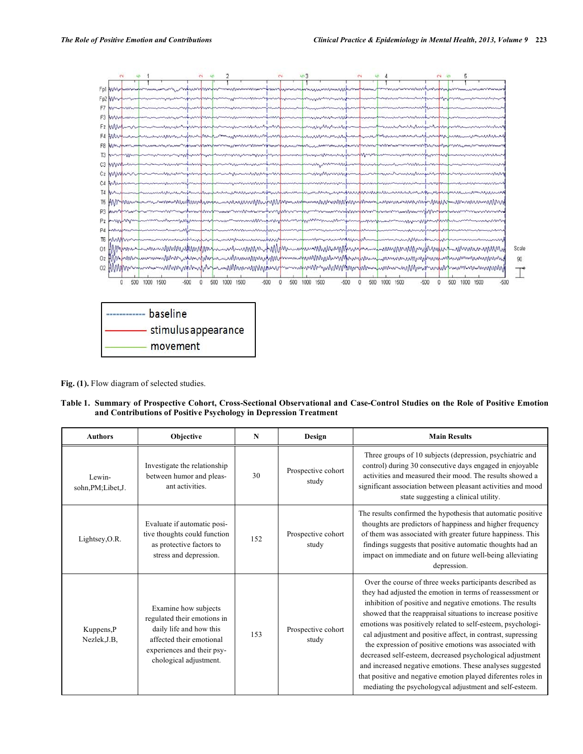Fig. (1). Flow diagram of selected studies.

**Table 1. Summary of Prospective Cohort, Cross-Sectional Observational and Case-Control Studies on the Role of Positive Emotion and Contributions of Positive Psychology in Depression Treatment**

| Authors | Objective | N | Design | Main Results |
|---|---|---|---|---|
| Lewin-sohn,PM;Libet,J. | Investigate the relationship between humor and pleasant activities. | 30 | Prospective cohort study | Three groups of 10 subjects (depression, psychiatric and control) during 30 consecutive days engaged in enjoyable activities and measured their mood. The results showed a significant association between pleasant activities and mood state suggesting a clinical utility. |
| Lightsey,O.R. | Evaluate if automatic positive thoughts could function as protective factors to stress and depression. | 152 | Prospective cohort study | The results confirmed the hypothesis that automatic positive thoughts are predictors of happiness and higher frequency of them was associated with greater future happiness. This findings suggests that positive automatic thoughts had an impact on immediate and on future well-being alleviating depression. |
| Kuppens,P Nezlek,J.B, | Examine how subjects regulated their emotions in daily life and how this affected their emotional experiences and their psychological adjustment. | 153 | Prospective cohort study | Over the course of three weeks participants described as they had adjusted the emotion in terms of reassessment or inhibition of positive and negative emotions. The results showed that the reappraisal situations to increase positive emotions was positively related to self-esteem, psychological adjustment and positive affect, in contrast, supressing the expression of positive emotions was associated with decreased self-esteem, decreased psychological adjustment and increased negative emotions. These analyses suggested that positive and negative emotion played diferentes roles in mediating the psychologycal adjustment and self-esteem. |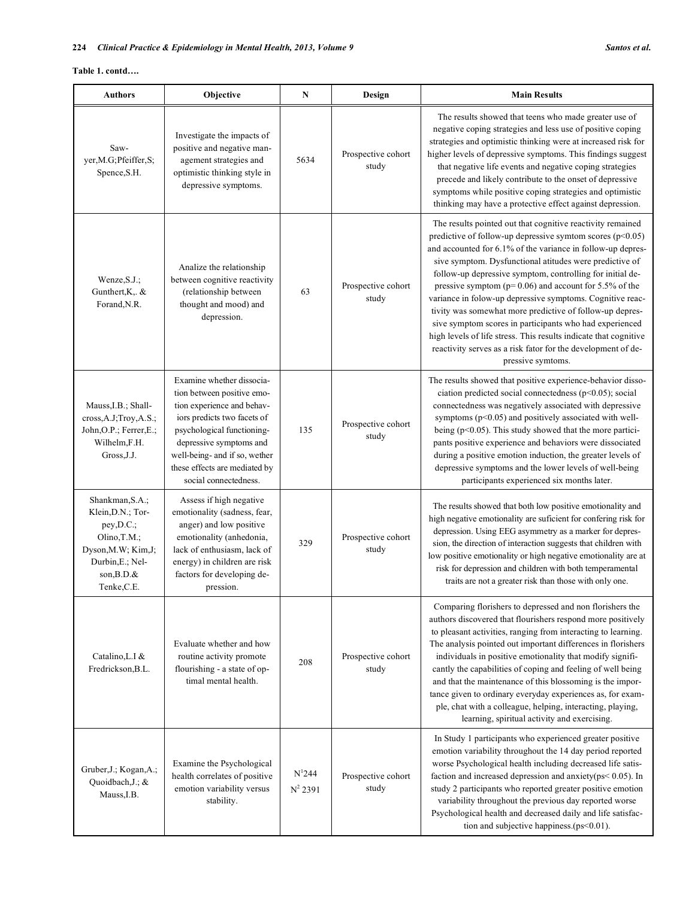**Table 1. contd….**

| Authors | Objective | N | Design | Main Results |
|---|---|---|---|---|
| Saw-yer,M.G;Pfeiffer,S; Spence,S.H. | Investigate the impacts of positive and negative management strategies and optimistic thinking style in depressive symptoms. | 5634 | Prospective cohort study | The results showed that teens who made greater use of negative coping strategies and less use of positive coping strategies and optimistic thinking were at increased risk for higher levels of depressive symptoms. This findings suggest that negative life events and negative coping strategies precede and likely contribute to the onset of depressive symptoms while positive coping strategies and optimistic thinking may have a protective effect against depression. |
| Wenze,S.J.; Gunthert,K,. & Forand,N.R. | Analize the relationship between cognitive reactivity (relationship between thought and mood) and depression. | 63 | Prospective cohort study | The results pointed out that cognitive reactivity remained predictive of follow-up depressive symtom scores ($p<0.05$) and accounted for 6.1% of the variance in follow-up depressive symptom. Dysfunctional atitudes were predictive of follow-up depressive symptom, controlling for initial depressive symptom ($p= 0.06$) and account for 5.5% of the variance in folow-up depressive symptoms. Cognitive reactivity was somewhat more predictive of follow-up depressive symptom scores in participants who had experienced high levels of life stress. This results indicate that cognitive reactivity serves as a risk fator for the development of depressive symtoms. |
| Mauss,I.B.; Shallcross,A.J;Troy,A.S.; John,O.P.; Ferrer,E.; Wilhelm,F.H. Gross,J.J. | Examine whether dissociation between positive emotion experience and behaviors predicts two facets of psychological functioning-depressive symptoms and well-being- and if so, wether these effects are mediated by social connectedness. | 135 | Prospective cohort study | The results showed that positive experience-behavior dissociation predicted social connectedness ($p<0.05$); social connectedness was negatively associated with depressive symptoms ($p<0.05$) and positively associated with well-being ($p<0.05$). This study showed that the more participants positive experience and behaviors were dissociated during a positive emotion induction, the greater levels of depressive symptoms and the lower levels of well-being participants experienced six months later. |
| Shankman,S.A.; Klein,D.N.; Torpey,D.C.; Olino,T.M.; Dyson,M.W; Kim,J; Durbin,E.; Nelson,B.D.& Tenke,C.E. | Assess if high negative emotionality (sadness, fear, anger) and low positive emotionality (anhedonia, lack of enthusiasm, lack of energy) in children are risk factors for developing depression. | 329 | Prospective cohort study | The results showed that both low positive emotionality and high negative emotionality are suficient for confering risk for depression. Using EEG asymmetry as a marker for depression, the direction of interaction suggests that children with low positive emotionality or high negative emotionality are at risk for depression and children with both temperamental traits are not a greater risk than those with only one. |
| Catalino,L.I & Fredrickson,B.L. | Evaluate whether and how routine activity promote flourishing - a state of optimal mental health. | 208 | Prospective cohort study | Comparing florishers to depressed and non florishers the authors discovered that flourishers respond more positively to pleasant activities, ranging from interacting to learning. The analysis pointed out important differences in florishers individuals in positive emotionality that modify significantly the capabilities of coping and feeling of well being and that the maintenance of this blossoming is the importance given to ordinary everyday experiences as, for example, chat with a colleague, helping, interacting, playing, learning, spiritual activity and exercising. |
| Gruber,J.; Kogan,A.; Quoidbach,J.; & Mauss,I.B. | Examine the Psychological health correlates of positive emotion variability versus stability. | N[1]244<br>N[2] 2391 | Prospective cohort study | In Study 1 participants who experienced greater positive emotion variability throughout the 14 day period reported worse Psychological health including decreased life satisfaction and increased depression and anxiety(ps$<$ 0.05). In study 2 participants who reported greater positive emotion variability throughout the previous day reported worse Psychological health and decreased daily and life satisfaction and subjective happiness.(ps$<$0.01). |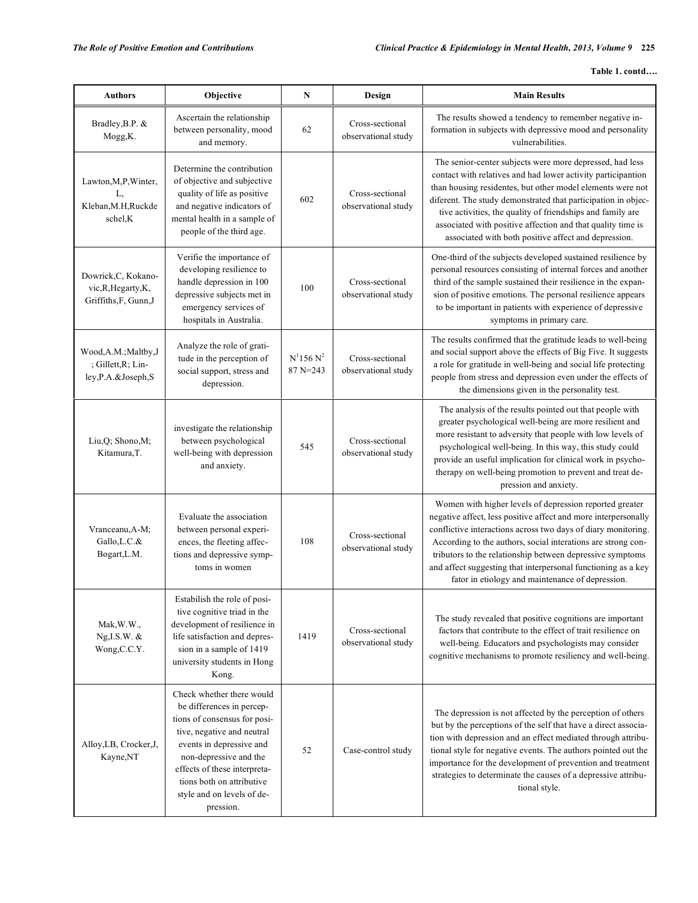**Table 1. contd….**

| Authors | Objective | N | Design | Main Results |
|---|---|---|---|---|
| Bradley,B.P. & Mogg,K. | Ascertain the relationship between personality, mood and memory. | 62 | Cross-sectional observational study | The results showed a tendency to remember negative information in subjects with depressive mood and personality vulnerabilities. |
| Lawton,M,P,Winter, L, Kleban,M.H,Ruckdeschel,K | Determine the contribution of objective and subjective quality of life as positive and negative indicators of mental health in a sample of people of the third age. | 602 | Cross-sectional observational study | The senior-center subjects were more depressed, had less contact with relatives and had lower activity participantion than housing residentes, but other model elements were not diferent. The study demonstrated that participation in objective activities, the quality of friendships and family are associated with positive affection and that quality time is associated with both positive affect and depression. |
| Dowrick,C, Kokanovic,R,Hegarty,K, Griffiths,F, Gunn,J | Verifie the importance of developing resilience to handle depression in 100 depressive subjects met in emergency services of hospitals in Australia. | 100 | Cross-sectional observational study | One-third of the subjects developed sustained resilience by personal resources consisting of internal forces and another third of the sample sustained their resilience in the expansion of positive emotions. The personal resilience appears to be important in patients with experience of depressive symptoms in primary care. |
| Wood,A.M.;Maltby,J ; Gillett,R; Linley,P.A.&Joseph,S | Analyze the role of gratitude in the perception of social support, stress and depression. | $N^1$156 $N^2$ 87 N=243 | Cross-sectional observational study | The results confirmed that the gratitude leads to well-being and social support above the effects of Big Five. It suggests a role for gratitude in well-being and social life protecting people from stress and depression even under the effects of the dimensions given in the personality test. |
| Liu,Q; Shono,M; Kitamura,T. | investigate the relationship between psychological well-being with depression and anxiety. | 545 | Cross-sectional observational study | The analysis of the results pointed out that people with greater psychological well-being are more resilient and more resistant to adversity that people with low levels of psychological well-being. In this way, this study could provide an useful implication for clinical work in psychotherapy on well-being promotion to prevent and treat depression and anxiety. |
| Vranceanu,A-M; Gallo,L.C.& Bogart,L.M. | Evaluate the association between personal experiences, the fleeting affections and depressive symptoms in women | 108 | Cross-sectional observational study | Women with higher levels of depression reported greater negative affect, less positive affect and more interpersonally conflictive interactions across two days of diary monitoring. According to the authors, social interations are strong contributors to the relationship between depressive symptoms and affect suggesting that interpersonal functioning as a key fator in etiology and maintenance of depression. |
| Mak,W.W., Ng,I.S.W. & Wong,C.C.Y. | Estabilish the role of positive cognitive triad in the development of resilience in life satisfaction and depression in a sample of 1419 university students in Hong Kong. | 1419 | Cross-sectional observational study | The study revealed that positive cognitions are important factors that contribute to the effect of trait resilience on well-being. Educators and psychologists may consider cognitive mechanisms to promote resiliency and well-being. |
| Alloy,LB, Crocker,J, Kayne,NT | Check whether there would be differences in perceptions of consensus for positive, negative and neutral events in depressive and non-depressive and the effects of these interpretations both on attributive style and on levels of depression. | 52 | Case-control study | The depression is not affected by the perception of others but by the perceptions of the self that have a direct association with depression and an effect mediated through attributional style for negative events. The authors pointed out the importance for the development of prevention and treatment strategies to determinate the causes of a depressive attributional style. |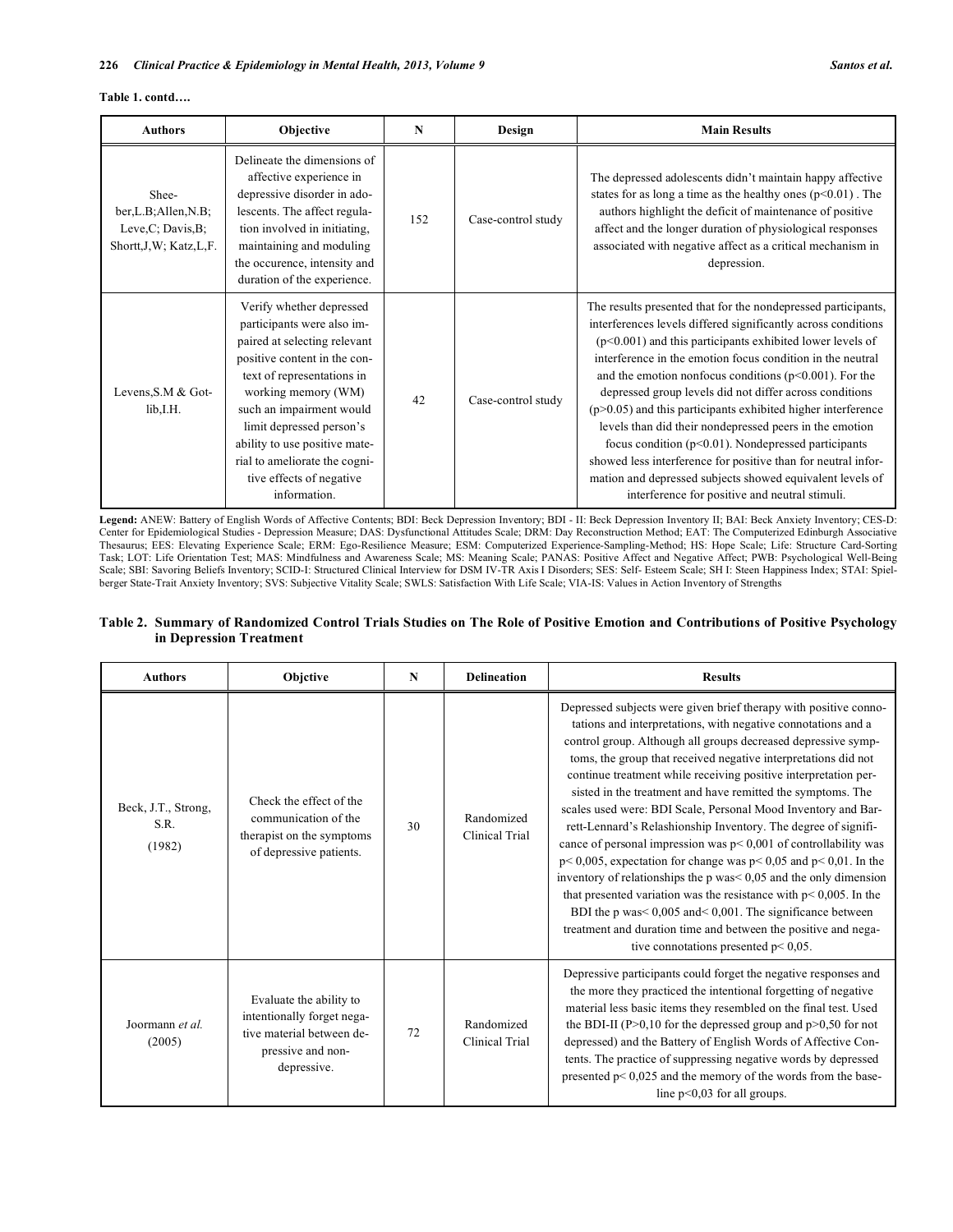**Table 1. contd….**

| Authors | Objective | N | Design | Main Results |
| --- | --- | --- | --- | --- |
| Sheeber,L.B;Allen,N.B; Leve,C; Davis,B; Shortt,J,W; Katz,L,F. | Delineate the dimensions of affective experience in depressive disorder in adolescents. The affect regulation involved in initiating, maintaining and moduling the occurence, intensity and duration of the experience. | 152 | Case-control study | The depressed adolescents didn't maintain happy affective states for as long a time as the healthy ones ($p<0.01$) . The authors highlight the deficit of maintenance of positive affect and the longer duration of physiological responses associated with negative affect as a critical mechanism in depression. |
| Levens,S.M & Gotlib,I.H. | Verify whether depressed participants were also impaired at selecting relevant positive content in the context of representations in working memory (WM) such an impairment would limit depressed person's ability to use positive material to ameliorate the cognitive effects of negative information. | 42 | Case-control study | The results presented that for the nondepressed participants, interferences levels differed significantly across conditions ($p<0.001$) and this participants exhibited lower levels of interference in the emotion focus condition in the neutral and the emotion nonfocus conditions ($p<0.001$). For the depressed group levels did not differ across conditions ($p>0.05$) and this participants exhibited higher interference levels than did their nondepressed peers in the emotion focus condition ($p<0.01$). Nondepressed participants showed less interference for positive than for neutral information and depressed subjects showed equivalent levels of interference for positive and neutral stimuli. |

**Legend:** ANEW: Battery of English Words of Affective Contents; BDI: Beck Depression Inventory; BDI - II: Beck Depression Inventory II; BAI: Beck Anxiety Inventory; CES-D: Center for Epidemiological Studies - Depression Measure; DAS: Dysfunctional Attitudes Scale; DRM: Day Reconstruction Method; EAT: The Computerized Edinburgh Associative Thesaurus; EES: Elevating Experience Scale; ERM: Ego-Resilience Measure; ESM: Computerized Experience-Sampling-Method; HS: Hope Scale; Life: Structure Card-Sorting Task; LOT: Life Orientation Test; MAS: Mindfulness and Awareness Scale; MS: Meaning Scale; PANAS: Positive Affect and Negative Affect; PWB: Psychological Well-Being Scale; SBI: Savoring Beliefs Inventory; SCID-I: Structured Clinical Interview for DSM IV-TR Axis I Disorders; SES: Self- Esteem Scale; SH I: Steen Happiness Index; STAI: Spielberger State-Trait Anxiety Inventory; SVS: Subjective Vitality Scale; SWLS: Satisfaction With Life Scale; VIA-IS: Values in Action Inventory of Strengths

**Table 2. Summary of Randomized Control Trials Studies on The Role of Positive Emotion and Contributions of Positive Psychology in Depression Treatment**

| Authors | Objctive | N | Delineation | Results |
| --- | --- | --- | --- | --- |
| Beck, J.T., Strong, S.R. (1982) | Check the effect of the communication of the therapist on the symptoms of depressive patients. | 30 | Randomized Clinical Trial | Depressed subjects were given brief therapy with positive connotations and interpretations, with negative connotations and a control group. Although all groups decreased depressive symptoms, the group that received negative interpretations did not continue treatment while receiving positive interpretation persisted in the treatment and have remitted the symptoms. The scales used were: BDI Scale, Personal Mood Inventory and Barrett-Lennard's Relashionship Inventory. The degree of significance of personal impression was $p< 0,001$ of controllability was $p< 0,005$, expectation for change was $p< 0,05$ and $p< 0,01$. In the inventory of relationships the p was$< 0,05$ and the only dimension that presented variation was the resistance with $p< 0,005$. In the BDI the p was$< 0,005$ and$< 0,001$. The significance between treatment and duration time and between the positive and negative connotations presented $p< 0,05$. |
| Joormann *et al.* (2005) | Evaluate the ability to intentionally forget negative material between depressive and non-depressive. | 72 | Randomized Clinical Trial | Depressive participants could forget the negative responses and the more they practiced the intentional forgetting of negative material less basic items they resembled on the final test. Used the BDI-II ($P>0,10$ for the depressed group and $p>0,50$ for not depressed) and the Battery of English Words of Affective Contents. The practice of suppressing negative words by depressed presented $p< 0,025$ and the memory of the words from the baseline $p<0,03$ for all groups. |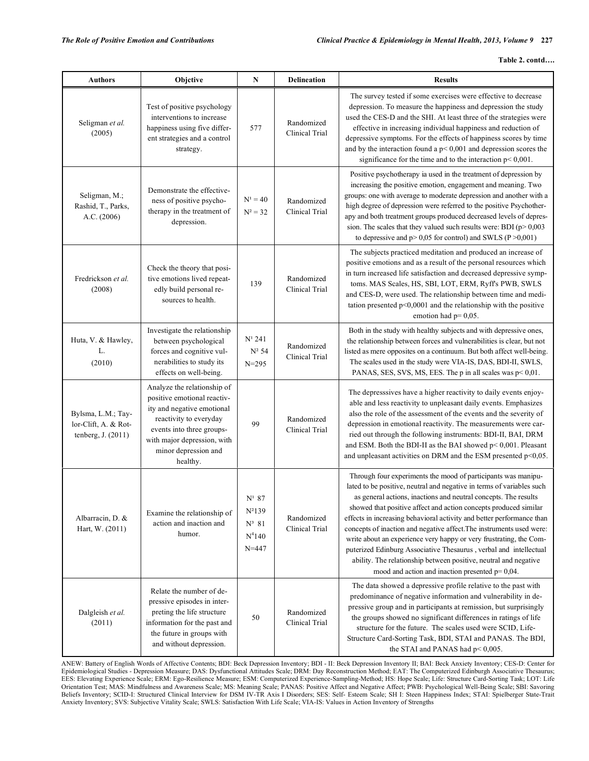**Table 2. contd….**

| Authors | Objctive | N | Delineation | Results |
|---|---|---|---|---|
| Seligman *et al.* (2005) | Test of positive psychology interventions to increase happiness using five different strategies and a control strategy. | 577 | Randomized Clinical Trial | The survey tested if some exercises were effective to decrease depression. To measure the happiness and depression the study used the CES-D and the SHI. At least three of the strategies were effective in increasing individual happiness and reduction of depressive symptoms. For the effects of happiness scores by time and by the interaction found a $p< 0,001$ and depression scores the significance for the time and to the interaction $p< 0,001$. |
| Seligman, M.; Rashid, T., Parks, A.C. (2006) | Demonstrate the effectiveness of positive psychotherapy in the treatment of depression. | $N^1 = 40$ $N^2 = 32$ | Randomized Clinical Trial | Positive psychotherapy ia used in the treatment of depression by increasing the positive emotion, engagement and meaning. Two groups: one with average to moderate depression and another with a high degree of depression were referred to the positive Psychotherapy and both treatment groups produced decreased levels of depression. The scales that they valued such results were: BDI ($p> 0,003$ to depressive and $p> 0,05$ for control) and SWLS ($P >0,001$) |
| Fredrickson *et al.* (2008) | Check the theory that positive emotions lived repeatedly build personal resources to health. | 139 | Randomized Clinical Trial | The subjects practiced meditation and produced an increase of positive emotions and as a result of the personal resources which in turn increased life satisfaction and decreased depressive symptoms. MAS Scales, HS, SBI, LOT, ERM, Ryff's PWB, SWLS and CES-D, were used. The relationship between time and meditation presented $p<0,0001$ and the relationship with the positive emotion had $p= 0,05$. |
| Huta, V. & Hawley, L. (2010) | Investigate the relationship between psychological forces and cognitive vulnerabilities to study its effects on well-being. | $N^1$ 241 $N^2$ 54 N=295 | Randomized Clinical Trial | Both in the study with healthy subjects and with depressive ones, the relationship between forces and vulnerabilities is clear, but not listed as mere opposites on a continuum. But both affect well-being. The scales used in the study were VIA-IS, DAS, BDI-II, SWLS, PANAS, SES, SVS, MS, EES. The p in all scales was $p< 0,01$. |
| Bylsma, L.M.; Taylor-Clift, A. & Rottenberg, J. (2011) | Analyze the relationship of positive emotional reactivity and negative emotional reactivity to everyday events into three groups-with major depression, with minor depression and healthy. | 99 | Randomized Clinical Trial | The depresssives have a higher reactivity to daily events enjoyable and less reactivity to unpleasant daily events. Emphasizes also the role of the assessment of the events and the severity of depression in emotional reactivity. The measurements were carried out through the following instruments: BDI-II, BAI, DRM and ESM. Both the BDI-II as the BAI showed $p< 0,001$. Pleasant and unpleasant activities on DRM and the ESM presented $p<0,05$. |
| Albarracin, D. & Hart, W. (2011) | Examine the relationship of action and inaction and humor. | $N^1$ 87 $N^2$139 $N^3$ 81 $N^4$140 N=447 | Randomized Clinical Trial | Through four experiments the mood of participants was manipulated to be positive, neutral and negative in terms of variables such as general actions, inactions and neutral concepts. The results showed that positive affect and action concepts produced similar effects in increasing behavioral activity and better performance than concepts of inaction and negative affect.The instruments used were: write about an experience very happy or very frustrating, the Computerized Edinburg Associative Thesaurus , verbal and intellectual ability. The relationship between positive, neutral and negative mood and action and inaction presented $p= 0,04$. |
| Dalgleish *et al.* (2011) | Relate the number of depressive episodes in interpreting the life structure information for the past and the future in groups with and without depression. | 50 | Randomized Clinical Trial | The data showed a depressive profile relative to the past with predominance of negative information and vulnerability in depressive group and in participants at remission, but surprisingly the groups showed no significant differences in ratings of life structure for the future. The scales used were SCID, Life-Structure Card-Sorting Task, BDI, STAI and PANAS. The BDI, the STAI and PANAS had $p< 0,005$. |

ANEW: Battery of English Words of Affective Contents; BDI: Beck Depression Inventory; BDI - II: Beck Depression Inventory II; BAI: Beck Anxiety Inventory; CES-D: Center for Epidemiological Studies - Depression Measure; DAS: Dysfunctional Attitudes Scale; DRM: Day Reconstruction Method; EAT: The Computerized Edinburgh Associative Thesaurus; EES: Elevating Experience Scale; ERM: Ego-Resilience Measure; ESM: Computerized Experience-Sampling-Method; HS: Hope Scale; Life: Structure Card-Sorting Task; LOT: Life Orientation Test; MAS: Mindfulness and Awareness Scale; MS: Meaning Scale; PANAS: Positive Affect and Negative Affect; PWB: Psychological Well-Being Scale; SBI: Savoring Beliefs Inventory; SCID-I: Structured Clinical Interview for DSM IV-TR Axis I Disorders; SES: Self- Esteem Scale; SH I: Steen Happiness Index; STAI: Spielberger State-Trait Anxiety Inventory; SVS: Subjective Vitality Scale; SWLS: Satisfaction With Life Scale; VIA-IS: Values in Action Inventory of Strengths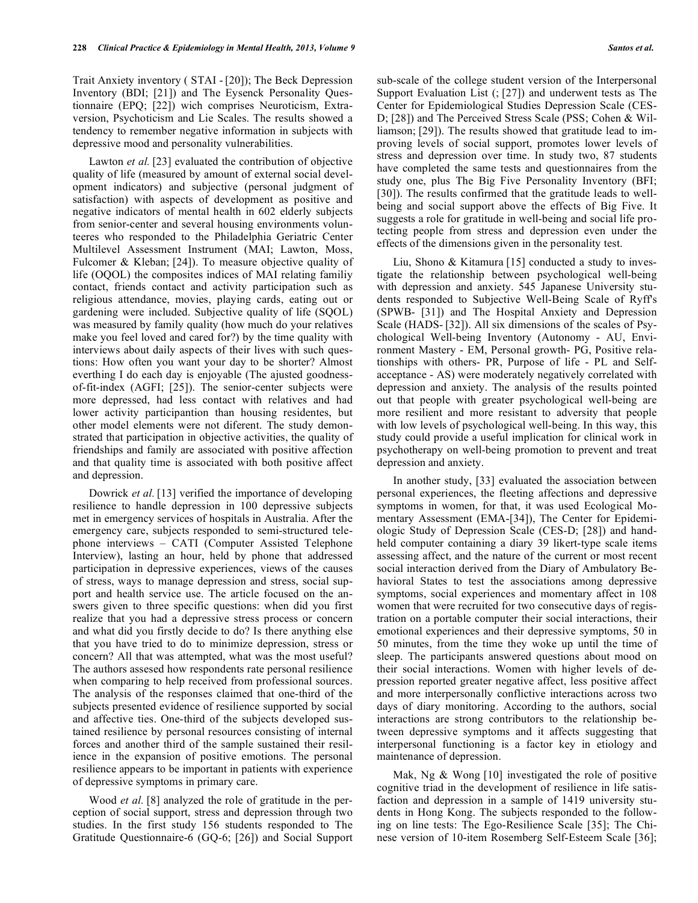Trait Anxiety inventory ( STAI - [20]); The Beck Depression Inventory (BDI; [21]) and The Eysenck Personality Questionnaire (EPQ; [22]) wich comprises Neuroticism, Extraversion, Psychoticism and Lie Scales. The results showed a tendency to remember negative information in subjects with depressive mood and personality vulnerabilities.

Lawton *et al.* [23] evaluated the contribution of objective quality of life (measured by amount of external social development indicators) and subjective (personal judgment of satisfaction) with aspects of development as positive and negative indicators of mental health in 602 elderly subjects from senior-center and several housing environments volunteeres who responded to the Philadelphia Geriatric Center Multilevel Assessment Instrument (MAI; Lawton, Moss, Fulcomer & Kleban; [24]). To measure objective quality of life (OQOL) the composites indices of MAI relating familiy contact, friends contact and activity participation such as religious attendance, movies, playing cards, eating out or gardening were included. Subjective quality of life (SQOL) was measured by family quality (how much do your relatives make you feel loved and cared for?) by the time quality with interviews about daily aspects of their lives with such questions: How often you want your day to be shorter? Almost everthing I do each day is enjoyable (The ajusted goodness-of-fit-index (AGFI; [25]). The senior-center subjects were more depressed, had less contact with relatives and had lower activity participantion than housing residentes, but other model elements were not diferent. The study demonstrated that participation in objective activities, the quality of friendships and family are associated with positive affection and that quality time is associated with both positive affect and depression.

Dowrick *et al.* [13] verified the importance of developing resilience to handle depression in 100 depressive subjects met in emergency services of hospitals in Australia. After the emergency care, subjects responded to semi-structured telephone interviews – CATI (Computer Assisted Telephone Interview), lasting an hour, held by phone that addressed participation in depressive experiences, views of the causes of stress, ways to manage depression and stress, social support and health service use. The article focused on the answers given to three specific questions: when did you first realize that you had a depressive stress process or concern and what did you firstly decide to do? Is there anything else that you have tried to do to minimize depression, stress or concern? All that was attempted, what was the most useful? The authors assesed how respondents rate personal resilience when comparing to help received from professional sources. The analysis of the responses claimed that one-third of the subjects presented evidence of resilience supported by social and affective ties. One-third of the subjects developed sustained resilience by personal resources consisting of internal forces and another third of the sample sustained their resilience in the expansion of positive emotions. The personal resilience appears to be important in patients with experience of depressive symptoms in primary care.

Wood *et al.* [8] analyzed the role of gratitude in the perception of social support, stress and depression through two studies. In the first study 156 students responded to The Gratitude Questionnaire-6 (GQ-6; [26]) and Social Support sub-scale of the college student version of the Interpersonal Support Evaluation List (; [27]) and underwent tests as The Center for Epidemiological Studies Depression Scale (CES-D; [28]) and The Perceived Stress Scale (PSS; Cohen & Williamson; [29]). The results showed that gratitude lead to improving levels of social support, promotes lower levels of stress and depression over time. In study two, 87 students have completed the same tests and questionnaires from the study one, plus The Big Five Personality Inventory (BFI; [30]). The results confirmed that the gratitude leads to well-being and social support above the effects of Big Five. It suggests a role for gratitude in well-being and social life protecting people from stress and depression even under the effects of the dimensions given in the personality test.

Liu, Shono & Kitamura [15] conducted a study to investigate the relationship between psychological well-being with depression and anxiety. 545 Japanese University students responded to Subjective Well-Being Scale of Ryff's (SPWB- [31]) and The Hospital Anxiety and Depression Scale (HADS- [32]). All six dimensions of the scales of Psychological Well-being Inventory (Autonomy - AU, Environment Mastery - EM, Personal growth- PG, Positive relationships with others- PR, Purpose of life - PL and Self-acceptance - AS) were moderately negatively correlated with depression and anxiety. The analysis of the results pointed out that people with greater psychological well-being are more resilient and more resistant to adversity that people with low levels of psychological well-being. In this way, this study could provide a useful implication for clinical work in psychotherapy on well-being promotion to prevent and treat depression and anxiety.

In another study, [33] evaluated the association between personal experiences, the fleeting affections and depressive symptoms in women, for that, it was used Ecological Momentary Assessment (EMA-[34]), The Center for Epidemiologic Study of Depression Scale (CES-D; [28]) and hand-held computer containing a diary 39 likert-type scale items assessing affect, and the nature of the current or most recent social interaction derived from the Diary of Ambulatory Behavioral States to test the associations among depressive symptoms, social experiences and momentary affect in 108 women that were recruited for two consecutive days of registration on a portable computer their social interactions, their emotional experiences and their depressive symptoms, 50 in 50 minutes, from the time they woke up until the time of sleep. The participants answered questions about mood on their social interactions. Women with higher levels of depression reported greater negative affect, less positive affect and more interpersonally conflictive interactions across two days of diary monitoring. According to the authors, social interactions are strong contributors to the relationship between depressive symptoms and it affects suggesting that interpersonal functioning is a factor key in etiology and maintenance of depression.

Mak, Ng & Wong [10] investigated the role of positive cognitive triad in the development of resilience in life satisfaction and depression in a sample of 1419 university students in Hong Kong. The subjects responded to the following on line tests: The Ego-Resilience Scale [35]; The Chinese version of 10-item Rosemberg Self-Esteem Scale [36];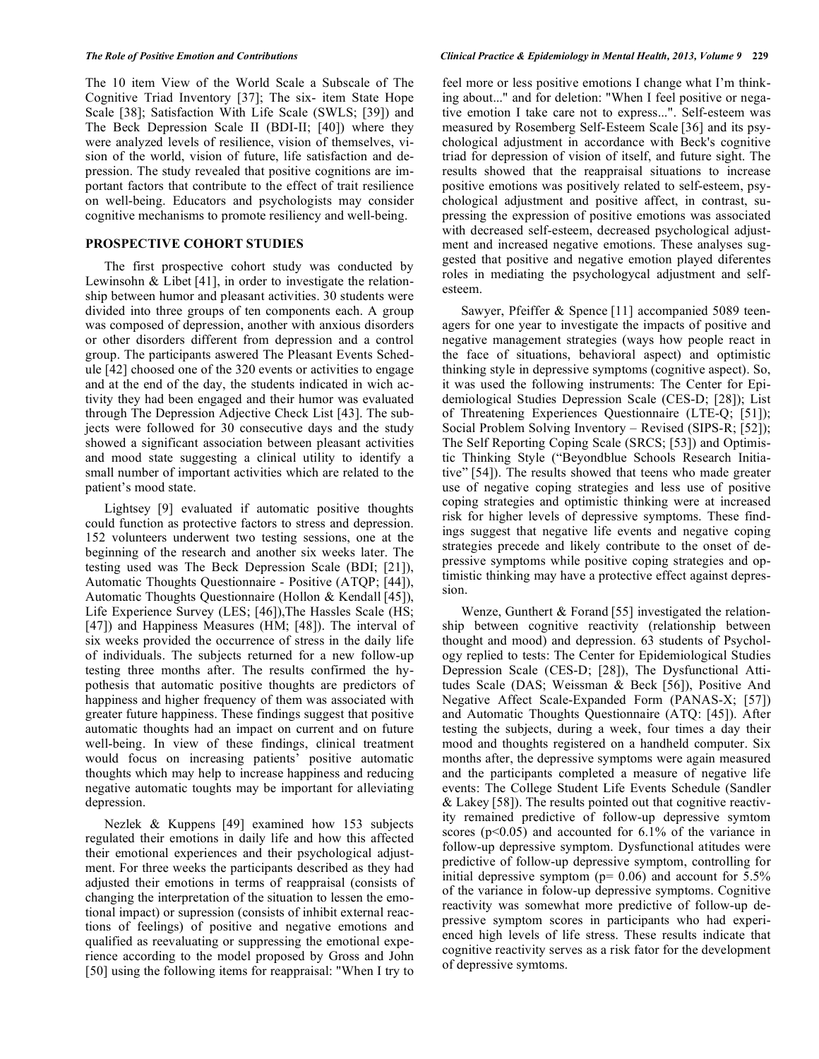The 10 item View of the World Scale a Subscale of The Cognitive Triad Inventory [37]; The six- item State Hope Scale [38]; Satisfaction With Life Scale (SWLS; [39]) and The Beck Depression Scale II (BDI-II; [40]) where they were analyzed levels of resilience, vision of themselves, vision of the world, vision of future, life satisfaction and depression. The study revealed that positive cognitions are important factors that contribute to the effect of trait resilience on well-being. Educators and psychologists may consider cognitive mechanisms to promote resiliency and well-being.

## PROSPECTIVE COHORT STUDIES

The first prospective cohort study was conducted by Lewinsohn & Libet [41], in order to investigate the relationship between humor and pleasant activities. 30 students were divided into three groups of ten components each. A group was composed of depression, another with anxious disorders or other disorders different from depression and a control group. The participants aswered The Pleasant Events Schedule [42] choosed one of the 320 events or activities to engage and at the end of the day, the students indicated in wich activity they had been engaged and their humor was evaluated through The Depression Adjective Check List [43]. The subjects were followed for 30 consecutive days and the study showed a significant association between pleasant activities and mood state suggesting a clinical utility to identify a small number of important activities which are related to the patient's mood state.

Lightsey [9] evaluated if automatic positive thoughts could function as protective factors to stress and depression. 152 volunteers underwent two testing sessions, one at the beginning of the research and another six weeks later. The testing used was The Beck Depression Scale (BDI; [21]), Automatic Thoughts Questionnaire - Positive (ATQP; [44]), Automatic Thoughts Questionnaire (Hollon & Kendall [45]), Life Experience Survey (LES; [46]),The Hassles Scale (HS; [47]) and Happiness Measures (HM; [48]). The interval of six weeks provided the occurrence of stress in the daily life of individuals. The subjects returned for a new follow-up testing three months after. The results confirmed the hypothesis that automatic positive thoughts are predictors of happiness and higher frequency of them was associated with greater future happiness. These findings suggest that positive automatic thoughts had an impact on current and on future well-being. In view of these findings, clinical treatment would focus on increasing patients' positive automatic thoughts which may help to increase happiness and reducing negative automatic toughts may be important for alleviating depression.

Nezlek & Kuppens [49] examined how 153 subjects regulated their emotions in daily life and how this affected their emotional experiences and their psychological adjustment. For three weeks the participants described as they had adjusted their emotions in terms of reappraisal (consists of changing the interpretation of the situation to lessen the emotional impact) or supression (consists of inhibit external reactions of feelings) of positive and negative emotions and qualified as reevaluating or suppressing the emotional experience according to the model proposed by Gross and John [50] using the following items for reappraisal: "When I try to feel more or less positive emotions I change what I'm thinking about..." and for deletion: "When I feel positive or negative emotion I take care not to express...". Self-esteem was measured by Rosemberg Self-Esteem Scale [36] and its psychological adjustment in accordance with Beck's cognitive triad for depression of vision of itself, and future sight. The results showed that the reappraisal situations to increase positive emotions was positively related to self-esteem, psychological adjustment and positive affect, in contrast, supressing the expression of positive emotions was associated with decreased self-esteem, decreased psychological adjustment and increased negative emotions. These analyses suggested that positive and negative emotion played diferentes roles in mediating the psychologycal adjustment and self-esteem.

Sawyer, Pfeiffer & Spence [11] accompanied 5089 teenagers for one year to investigate the impacts of positive and negative management strategies (ways how people react in the face of situations, behavioral aspect) and optimistic thinking style in depressive symptoms (cognitive aspect). So, it was used the following instruments: The Center for Epidemiological Studies Depression Scale (CES-D; [28]); List of Threatening Experiences Questionnaire (LTE-Q; [51]); Social Problem Solving Inventory – Revised (SIPS-R; [52]); The Self Reporting Coping Scale (SRCS; [53]) and Optimistic Thinking Style ("Beyondblue Schools Research Initiative" [54]). The results showed that teens who made greater use of negative coping strategies and less use of positive coping strategies and optimistic thinking were at increased risk for higher levels of depressive symptoms. These findings suggest that negative life events and negative coping strategies precede and likely contribute to the onset of depressive symptoms while positive coping strategies and optimistic thinking may have a protective effect against depression.

Wenze, Gunthert & Forand [55] investigated the relationship between cognitive reactivity (relationship between thought and mood) and depression. 63 students of Psychology replied to tests: The Center for Epidemiological Studies Depression Scale (CES-D; [28]), The Dysfunctional Attitudes Scale (DAS; Weissman & Beck [56]), Positive And Negative Affect Scale-Expanded Form (PANAS-X; [57]) and Automatic Thoughts Questionnaire (ATQ: [45]). After testing the subjects, during a week, four times a day their mood and thoughts registered on a handheld computer. Six months after, the depressive symptoms were again measured and the participants completed a measure of negative life events: The College Student Life Events Schedule (Sandler & Lakey [58]). The results pointed out that cognitive reactivity remained predictive of follow-up depressive symtom scores ($p<0.05$) and accounted for 6.1% of the variance in follow-up depressive symptom. Dysfunctional atitudes were predictive of follow-up depressive symptom, controlling for initial depressive symptom ($p= 0.06$) and account for 5.5% of the variance in folow-up depressive symptoms. Cognitive reactivity was somewhat more predictive of follow-up depressive symptom scores in participants who had experienced high levels of life stress. These results indicate that cognitive reactivity serves as a risk fator for the development of depressive symtoms.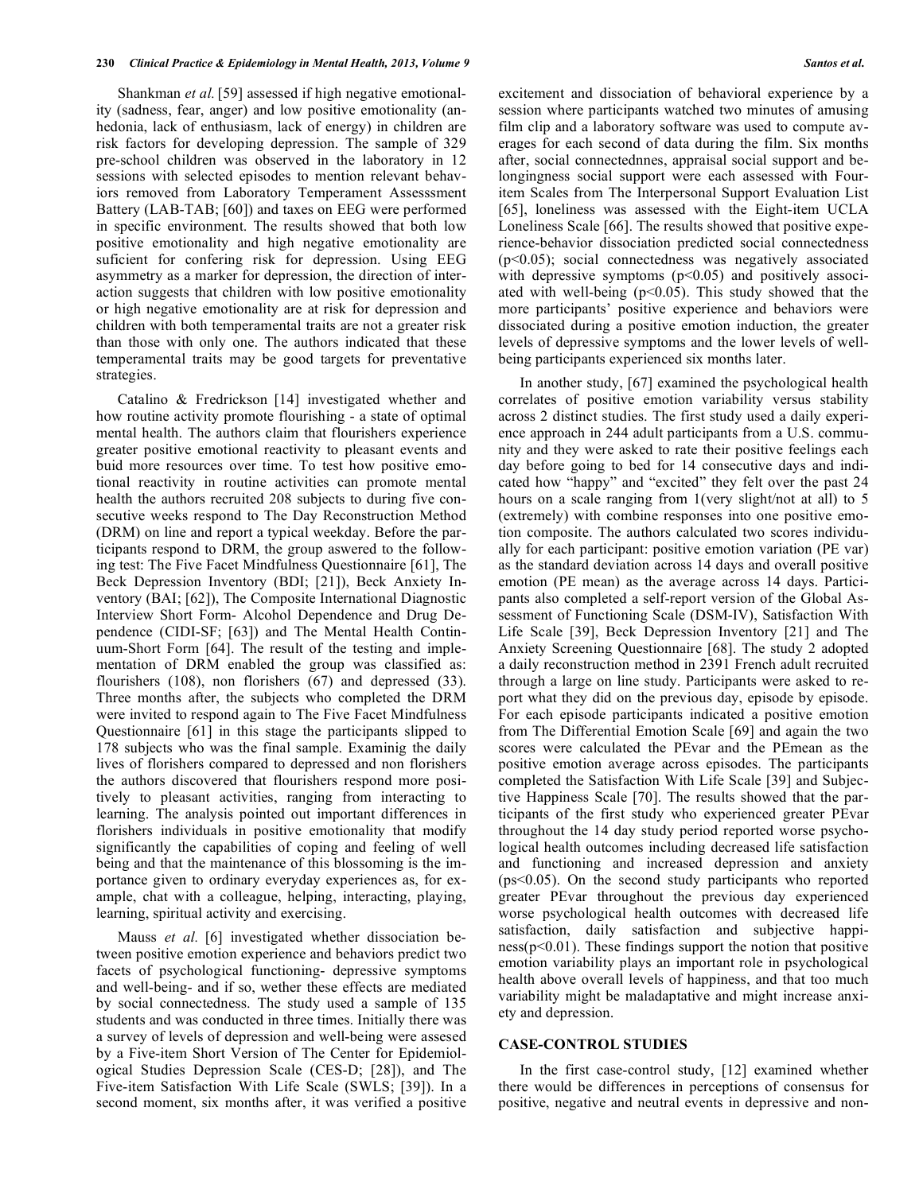Shankman *et al.* [59] assessed if high negative emotionality (sadness, fear, anger) and low positive emotionality (anhedonia, lack of enthusiasm, lack of energy) in children are risk factors for developing depression. The sample of 329 pre-school children was observed in the laboratory in 12 sessions with selected episodes to mention relevant behaviors removed from Laboratory Temperament Assesssment Battery (LAB-TAB; [60]) and taxes on EEG were performed in specific environment. The results showed that both low positive emotionality and high negative emotionality are suficient for confering risk for depression. Using EEG asymmetry as a marker for depression, the direction of interaction suggests that children with low positive emotionality or high negative emotionality are at risk for depression and children with both temperamental traits are not a greater risk than those with only one. The authors indicated that these temperamental traits may be good targets for preventative strategies.

Catalino & Fredrickson [14] investigated whether and how routine activity promote flourishing - a state of optimal mental health. The authors claim that flourishers experience greater positive emotional reactivity to pleasant events and buid more resources over time. To test how positive emotional reactivity in routine activities can promote mental health the authors recruited 208 subjects to during five consecutive weeks respond to The Day Reconstruction Method (DRM) on line and report a typical weekday. Before the participants respond to DRM, the group aswered to the following test: The Five Facet Mindfulness Questionnaire [61], The Beck Depression Inventory (BDI; [21]), Beck Anxiety Inventory (BAI; [62]), The Composite International Diagnostic Interview Short Form- Alcohol Dependence and Drug Dependence (CIDI-SF; [63]) and The Mental Health Continuum-Short Form [64]. The result of the testing and implementation of DRM enabled the group was classified as: flourishers (108), non florishers (67) and depressed (33). Three months after, the subjects who completed the DRM were invited to respond again to The Five Facet Mindfulness Questionnaire [61] in this stage the participants slipped to 178 subjects who was the final sample. Examinig the daily lives of florishers compared to depressed and non florishers the authors discovered that flourishers respond more positively to pleasant activities, ranging from interacting to learning. The analysis pointed out important differences in florishers individuals in positive emotionality that modify significantly the capabilities of coping and feeling of well being and that the maintenance of this blossoming is the importance given to ordinary everyday experiences as, for example, chat with a colleague, helping, interacting, playing, learning, spiritual activity and exercising.

Mauss *et al.* [6] investigated whether dissociation between positive emotion experience and behaviors predict two facets of psychological functioning- depressive symptoms and well-being- and if so, wether these effects are mediated by social connectedness. The study used a sample of 135 students and was conducted in three times. Initially there was a survey of levels of depression and well-being were assesed by a Five-item Short Version of The Center for Epidemiological Studies Depression Scale (CES-D; [28]), and The Five-item Satisfaction With Life Scale (SWLS; [39]). In a second moment, six months after, it was verified a positive excitement and dissociation of behavioral experience by a session where participants watched two minutes of amusing film clip and a laboratory software was used to compute averages for each second of data during the film. Six months after, social connectednnes, appraisal social support and belongingness social support were each assessed with Four-item Scales from The Interpersonal Support Evaluation List [65], loneliness was assessed with the Eight-item UCLA Loneliness Scale [66]. The results showed that positive experience-behavior dissociation predicted social connectedness ($p<0.05$); social connectedness was negatively associated with depressive symptoms ($p<0.05$) and positively associated with well-being ($p<0.05$). This study showed that the more participants' positive experience and behaviors were dissociated during a positive emotion induction, the greater levels of depressive symptoms and the lower levels of well-being participants experienced six months later.

In another study, [67] examined the psychological health correlates of positive emotion variability versus stability across 2 distinct studies. The first study used a daily experience approach in 244 adult participants from a U.S. community and they were asked to rate their positive feelings each day before going to bed for 14 consecutive days and indicated how "happy" and "excited" they felt over the past 24 hours on a scale ranging from 1(very slight/not at all) to 5 (extremely) with combine responses into one positive emotion composite. The authors calculated two scores individually for each participant: positive emotion variation (PE var) as the standard deviation across 14 days and overall positive emotion (PE mean) as the average across 14 days. Participants also completed a self-report version of the Global Assessment of Functioning Scale (DSM-IV), Satisfaction With Life Scale [39], Beck Depression Inventory [21] and The Anxiety Screening Questionnaire [68]. The study 2 adopted a daily reconstruction method in 2391 French adult recruited through a large on line study. Participants were asked to report what they did on the previous day, episode by episode. For each episode participants indicated a positive emotion from The Differential Emotion Scale [69] and again the two scores were calculated the PEvar and the PEmean as the positive emotion average across episodes. The participants completed the Satisfaction With Life Scale [39] and Subjective Happiness Scale [70]. The results showed that the participants of the first study who experienced greater PEvar throughout the 14 day study period reported worse psychological health outcomes including decreased life satisfaction and functioning and increased depression and anxiety ($ps<0.05$). On the second study participants who reported greater PEvar throughout the previous day experienced worse psychological health outcomes with decreased life satisfaction, daily satisfaction and subjective happiness($p<0.01$). These findings support the notion that positive emotion variability plays an important role in psychological health above overall levels of happiness, and that too much variability might be maladaptative and might increase anxiety and depression.

## CASE-CONTROL STUDIES

In the first case-control study, [12] examined whether there would be differences in perceptions of consensus for positive, negative and neutral events in depressive and non-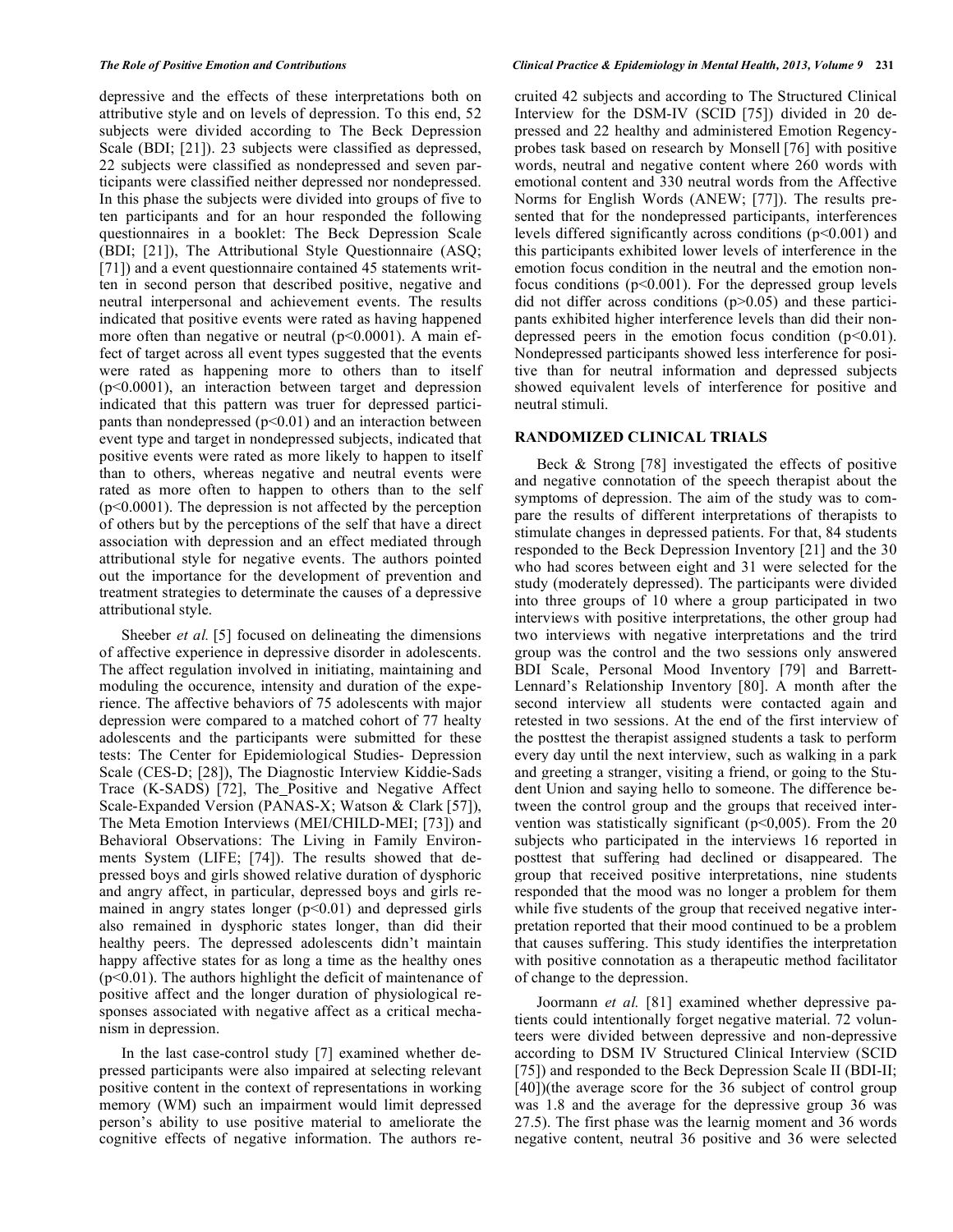depressive and the effects of these interpretations both on attributive style and on levels of depression. To this end, 52 subjects were divided according to The Beck Depression Scale (BDI; [21]). 23 subjects were classified as depressed, 22 subjects were classified as nondepressed and seven participants were classified neither depressed nor nondepressed. In this phase the subjects were divided into groups of five to ten participants and for an hour responded the following questionnaires in a booklet: The Beck Depression Scale (BDI; [21]), The Attributional Style Questionnaire (ASQ; [71]) and a event questionnaire contained 45 statements written in second person that described positive, negative and neutral interpersonal and achievement events. The results indicated that positive events were rated as having happened more often than negative or neutral ($p<0.0001$). A main effect of target across all event types suggested that the events were rated as happening more to others than to itself ($p<0.0001$), an interaction between target and depression indicated that this pattern was truer for depressed participants than nondepressed ($p<0.01$) and an interaction between event type and target in nondepressed subjects, indicated that positive events were rated as more likely to happen to itself than to others, whereas negative and neutral events were rated as more often to happen to others than to the self ($p<0.0001$). The depression is not affected by the perception of others but by the perceptions of the self that have a direct association with depression and an effect mediated through attributional style for negative events. The authors pointed out the importance for the development of prevention and treatment strategies to determinate the causes of a depressive attributional style.

Sheeber *et al.* [5] focused on delineating the dimensions of affective experience in depressive disorder in adolescents. The affect regulation involved in initiating, maintaining and moduling the occurence, intensity and duration of the experience. The affective behaviors of 75 adolescents with major depression were compared to a matched cohort of 77 healty adolescents and the participants were submitted for these tests: The Center for Epidemiological Studies- Depression Scale (CES-D; [28]), The Diagnostic Interview Kiddie-Sads Trace (K-SADS) [72], The_Positive and Negative Affect Scale-Expanded Version (PANAS-X; Watson & Clark [57]), The Meta Emotion Interviews (MEI/CHILD-MEI; [73]) and Behavioral Observations: The Living in Family Environments System (LIFE; [74]). The results showed that depressed boys and girls showed relative duration of dysphoric and angry affect, in particular, depressed boys and girls remained in angry states longer ($p<0.01$) and depressed girls also remained in dysphoric states longer, than did their healthy peers. The depressed adolescents didn't maintain happy affective states for as long a time as the healthy ones ($p<0.01$). The authors highlight the deficit of maintenance of positive affect and the longer duration of physiological responses associated with negative affect as a critical mechanism in depression.

In the last case-control study [7] examined whether depressed participants were also impaired at selecting relevant positive content in the context of representations in working memory (WM) such an impairment would limit depressed person's ability to use positive material to ameliorate the cognitive effects of negative information. The authors recruited 42 subjects and according to The Structured Clinical Interview for the DSM-IV (SCID [75]) divided in 20 depressed and 22 healthy and administered Emotion Regency-probes task based on research by Monsell [76] with positive words, neutral and negative content where 260 words with emotional content and 330 neutral words from the Affective Norms for English Words (ANEW; [77]). The results presented that for the nondepressed participants, interferences levels differed significantly across conditions ($p<0.001$) and this participants exhibited lower levels of interference in the emotion focus condition in the neutral and the emotion nonfocus conditions ($p<0.001$). For the depressed group levels did not differ across conditions ($p>0.05$) and these participants exhibited higher interference levels than did their nondepressed peers in the emotion focus condition ($p<0.01$). Nondepressed participants showed less interference for positive than for neutral information and depressed subjects showed equivalent levels of interference for positive and neutral stimuli.

## RANDOMIZED CLINICAL TRIALS

Beck & Strong [78] investigated the effects of positive and negative connotation of the speech therapist about the symptoms of depression. The aim of the study was to compare the results of different interpretations of therapists to stimulate changes in depressed patients. For that, 84 students responded to the Beck Depression Inventory [21] and the 30 who had scores between eight and 31 were selected for the study (moderately depressed). The participants were divided into three groups of 10 where a group participated in two interviews with positive interpretations, the other group had two interviews with negative interpretations and the trird group was the control and the two sessions only answered BDI Scale, Personal Mood Inventory [79] and Barrett-Lennard's Relationship Inventory [80]. A month after the second interview all students were contacted again and retested in two sessions. At the end of the first interview of the posttest the therapist assigned students a task to perform every day until the next interview, such as walking in a park and greeting a stranger, visiting a friend, or going to the Student Union and saying hello to someone. The difference between the control group and the groups that received intervention was statistically significant ($p<0,005$). From the 20 subjects who participated in the interviews 16 reported in posttest that suffering had declined or disappeared. The group that received positive interpretations, nine students responded that the mood was no longer a problem for them while five students of the group that received negative interpretation reported that their mood continued to be a problem that causes suffering. This study identifies the interpretation with positive connotation as a therapeutic method facilitator of change to the depression.

Joormann *et al.* [81] examined whether depressive patients could intentionally forget negative material. 72 volunteers were divided between depressive and non-depressive according to DSM IV Structured Clinical Interview (SCID [75]) and responded to the Beck Depression Scale II (BDI-II; [40])(the average score for the 36 subject of control group was 1.8 and the average for the depressive group 36 was 27.5). The first phase was the learnig moment and 36 words negative content, neutral 36 positive and 36 were selected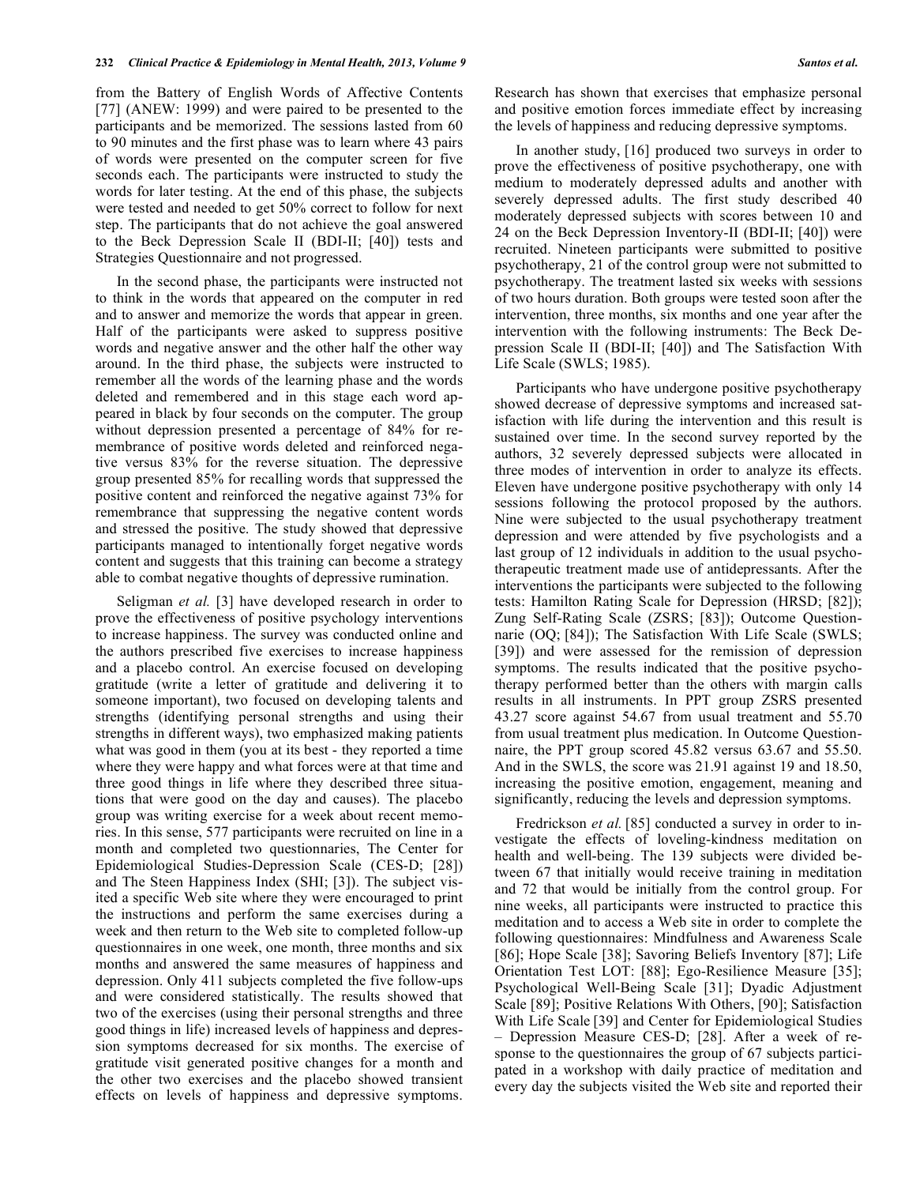from the Battery of English Words of Affective Contents [77] (ANEW: 1999) and were paired to be presented to the participants and be memorized. The sessions lasted from 60 to 90 minutes and the first phase was to learn where 43 pairs of words were presented on the computer screen for five seconds each. The participants were instructed to study the words for later testing. At the end of this phase, the subjects were tested and needed to get 50% correct to follow for next step. The participants that do not achieve the goal answered to the Beck Depression Scale II (BDI-II; [40]) tests and Strategies Questionnaire and not progressed.

In the second phase, the participants were instructed not to think in the words that appeared on the computer in red and to answer and memorize the words that appear in green. Half of the participants were asked to suppress positive words and negative answer and the other half the other way around. In the third phase, the subjects were instructed to remember all the words of the learning phase and the words deleted and remembered and in this stage each word appeared in black by four seconds on the computer. The group without depression presented a percentage of 84% for remembrance of positive words deleted and reinforced negative versus 83% for the reverse situation. The depressive group presented 85% for recalling words that suppressed the positive content and reinforced the negative against 73% for remembrance that suppressing the negative content words and stressed the positive. The study showed that depressive participants managed to intentionally forget negative words content and suggests that this training can become a strategy able to combat negative thoughts of depressive rumination.

Seligman *et al.* [3] have developed research in order to prove the effectiveness of positive psychology interventions to increase happiness. The survey was conducted online and the authors prescribed five exercises to increase happiness and a placebo control. An exercise focused on developing gratitude (write a letter of gratitude and delivering it to someone important), two focused on developing talents and strengths (identifying personal strengths and using their strengths in different ways), two emphasized making patients what was good in them (you at its best - they reported a time where they were happy and what forces were at that time and three good things in life where they described three situations that were good on the day and causes). The placebo group was writing exercise for a week about recent memories. In this sense, 577 participants were recruited on line in a month and completed two questionnaires, The Center for Epidemiological Studies-Depression Scale (CES-D; [28]) and The Steen Happiness Index (SHI; [3]). The subject visited a specific Web site where they were encouraged to print the instructions and perform the same exercises during a week and then return to the Web site to completed follow-up questionnaires in one week, one month, three months and six months and answered the same measures of happiness and depression. Only 411 subjects completed the five follow-ups and were considered statistically. The results showed that two of the exercises (using their personal strengths and three good things in life) increased levels of happiness and depression symptoms decreased for six months. The exercise of gratitude visit generated positive changes for a month and the other two exercises and the placebo showed transient effects on levels of happiness and depressive symptoms. Research has shown that exercises that emphasize personal and positive emotion forces immediate effect by increasing the levels of happiness and reducing depressive symptoms.

In another study, [16] produced two surveys in order to prove the effectiveness of positive psychotherapy, one with medium to moderately depressed adults and another with severely depressed adults. The first study described 40 moderately depressed subjects with scores between 10 and 24 on the Beck Depression Inventory-II (BDI-II; [40]) were recruited. Nineteen participants were submitted to positive psychotherapy, 21 of the control group were not submitted to psychotherapy. The treatment lasted six weeks with sessions of two hours duration. Both groups were tested soon after the intervention, three months, six months and one year after the intervention with the following instruments: The Beck Depression Scale II (BDI-II; [40]) and The Satisfaction With Life Scale (SWLS; 1985).

Participants who have undergone positive psychotherapy showed decrease of depressive symptoms and increased satisfaction with life during the intervention and this result is sustained over time. In the second survey reported by the authors, 32 severely depressed subjects were allocated in three modes of intervention in order to analyze its effects. Eleven have undergone positive psychotherapy with only 14 sessions following the protocol proposed by the authors. Nine were subjected to the usual psychotherapy treatment depression and were attended by five psychologists and a last group of 12 individuals in addition to the usual psychotherapeutic treatment made use of antidepressants. After the interventions the participants were subjected to the following tests: Hamilton Rating Scale for Depression (HRSD; [82]); Zung Self-Rating Scale (ZSRS; [83]); Outcome Questionnarie (OQ; [84]); The Satisfaction With Life Scale (SWLS; [39]) and were assessed for the remission of depression symptoms. The results indicated that the positive psychotherapy performed better than the others with margin calls results in all instruments. In PPT group ZSRS presented 43.27 score against 54.67 from usual treatment and 55.70 from usual treatment plus medication. In Outcome Questionnaire, the PPT group scored 45.82 versus 63.67 and 55.50. And in the SWLS, the score was 21.91 against 19 and 18.50, increasing the positive emotion, engagement, meaning and significantly, reducing the levels and depression symptoms.

Fredrickson *et al.* [85] conducted a survey in order to investigate the effects of loveling-kindness meditation on health and well-being. The 139 subjects were divided between 67 that initially would receive training in meditation and 72 that would be initially from the control group. For nine weeks, all participants were instructed to practice this meditation and to access a Web site in order to complete the following questionnaires: Mindfulness and Awareness Scale [86]; Hope Scale [38]; Savoring Beliefs Inventory [87]; Life Orientation Test LOT: [88]; Ego-Resilience Measure [35]; Psychological Well-Being Scale [31]; Dyadic Adjustment Scale [89]; Positive Relations With Others, [90]; Satisfaction With Life Scale [39] and Center for Epidemiological Studies – Depression Measure CES-D; [28]. After a week of response to the questionnaires the group of 67 subjects participated in a workshop with daily practice of meditation and every day the subjects visited the Web site and reported their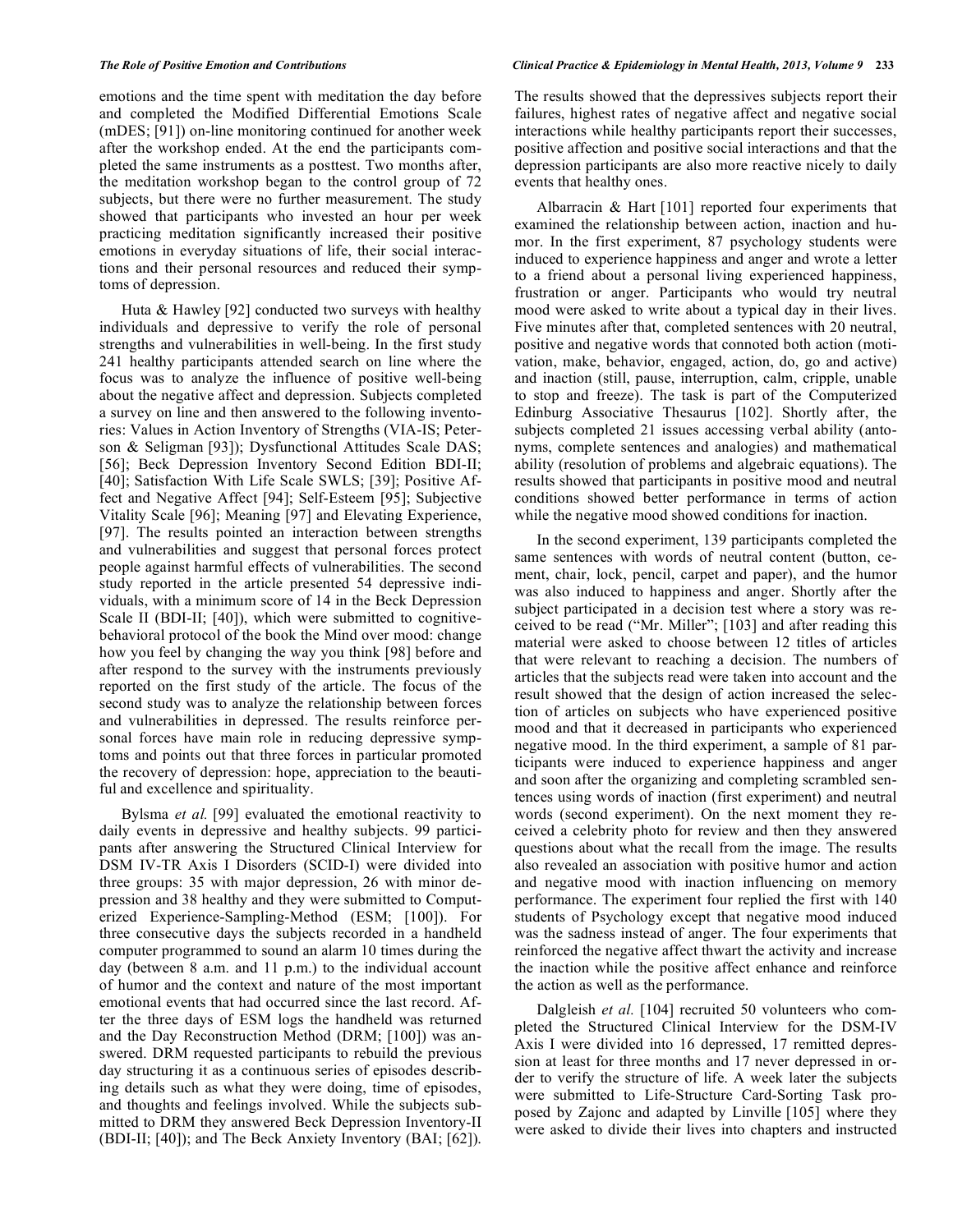emotions and the time spent with meditation the day before and completed the Modified Differential Emotions Scale (mDES; [91]) on-line monitoring continued for another week after the workshop ended. At the end the participants completed the same instruments as a posttest. Two months after, the meditation workshop began to the control group of 72 subjects, but there were no further measurement. The study showed that participants who invested an hour per week practicing meditation significantly increased their positive emotions in everyday situations of life, their social interactions and their personal resources and reduced their symptoms of depression.

Huta & Hawley [92] conducted two surveys with healthy individuals and depressive to verify the role of personal strengths and vulnerabilities in well-being. In the first study 241 healthy participants attended search on line where the focus was to analyze the influence of positive well-being about the negative affect and depression. Subjects completed a survey on line and then answered to the following inventories: Values in Action Inventory of Strengths (VIA-IS; Peterson & Seligman [93]); Dysfunctional Attitudes Scale DAS; [56]; Beck Depression Inventory Second Edition BDI-II; [40]; Satisfaction With Life Scale SWLS; [39]; Positive Affect and Negative Affect [94]; Self-Esteem [95]; Subjective Vitality Scale [96]; Meaning [97] and Elevating Experience, [97]. The results pointed an interaction between strengths and vulnerabilities and suggest that personal forces protect people against harmful effects of vulnerabilities. The second study reported in the article presented 54 depressive individuals, with a minimum score of 14 in the Beck Depression Scale II (BDI-II; [40]), which were submitted to cognitive-behavioral protocol of the book the Mind over mood: change how you feel by changing the way you think [98] before and after respond to the survey with the instruments previously reported on the first study of the article. The focus of the second study was to analyze the relationship between forces and vulnerabilities in depressed. The results reinforce personal forces have main role in reducing depressive symptoms and points out that three forces in particular promoted the recovery of depression: hope, appreciation to the beautiful and excellence and spirituality.

Bylsma *et al.* [99] evaluated the emotional reactivity to daily events in depressive and healthy subjects. 99 participants after answering the Structured Clinical Interview for DSM IV-TR Axis I Disorders (SCID-I) were divided into three groups: 35 with major depression, 26 with minor depression and 38 healthy and they were submitted to Computerized Experience-Sampling-Method (ESM; [100]). For three consecutive days the subjects recorded in a handheld computer programmed to sound an alarm 10 times during the day (between 8 a.m. and 11 p.m.) to the individual account of humor and the context and nature of the most important emotional events that had occurred since the last record. After the three days of ESM logs the handheld was returned and the Day Reconstruction Method (DRM; [100]) was answered. DRM requested participants to rebuild the previous day structuring it as a continuous series of episodes describing details such as what they were doing, time of episodes, and thoughts and feelings involved. While the subjects submitted to DRM they answered Beck Depression Inventory-II (BDI-II; [40]); and The Beck Anxiety Inventory (BAI; [62]). The results showed that the depressives subjects report their failures, highest rates of negative affect and negative social interactions while healthy participants report their successes, positive affection and positive social interactions and that the depression participants are also more reactive nicely to daily events that healthy ones.

Albarracin & Hart [101] reported four experiments that examined the relationship between action, inaction and humor. In the first experiment, 87 psychology students were induced to experience happiness and anger and wrote a letter to a friend about a personal living experienced happiness, frustration or anger. Participants who would try neutral mood were asked to write about a typical day in their lives. Five minutes after that, completed sentences with 20 neutral, positive and negative words that connoted both action (motivation, make, behavior, engaged, action, do, go and active) and inaction (still, pause, interruption, calm, cripple, unable to stop and freeze). The task is part of the Computerized Edinburg Associative Thesaurus [102]. Shortly after, the subjects completed 21 issues accessing verbal ability (antonyms, complete sentences and analogies) and mathematical ability (resolution of problems and algebraic equations). The results showed that participants in positive mood and neutral conditions showed better performance in terms of action while the negative mood showed conditions for inaction.

In the second experiment, 139 participants completed the same sentences with words of neutral content (button, cement, chair, lock, pencil, carpet and paper), and the humor was also induced to happiness and anger. Shortly after the subject participated in a decision test where a story was received to be read ("Mr. Miller"; [103] and after reading this material were asked to choose between 12 titles of articles that were relevant to reaching a decision. The numbers of articles that the subjects read were taken into account and the result showed that the design of action increased the selection of articles on subjects who have experienced positive mood and that it decreased in participants who experienced negative mood. In the third experiment, a sample of 81 participants were induced to experience happiness and anger and soon after the organizing and completing scrambled sentences using words of inaction (first experiment) and neutral words (second experiment). On the next moment they received a celebrity photo for review and then they answered questions about what the recall from the image. The results also revealed an association with positive humor and action and negative mood with inaction influencing on memory performance. The experiment four replied the first with 140 students of Psychology except that negative mood induced was the sadness instead of anger. The four experiments that reinforced the negative affect thwart the activity and increase the inaction while the positive affect enhance and reinforce the action as well as the performance.

Dalgleish *et al.* [104] recruited 50 volunteers who completed the Structured Clinical Interview for the DSM-IV Axis I were divided into 16 depressed, 17 remitted depression at least for three months and 17 never depressed in order to verify the structure of life. A week later the subjects were submitted to Life-Structure Card-Sorting Task proposed by Zajonc and adapted by Linville [105] where they were asked to divide their lives into chapters and instructed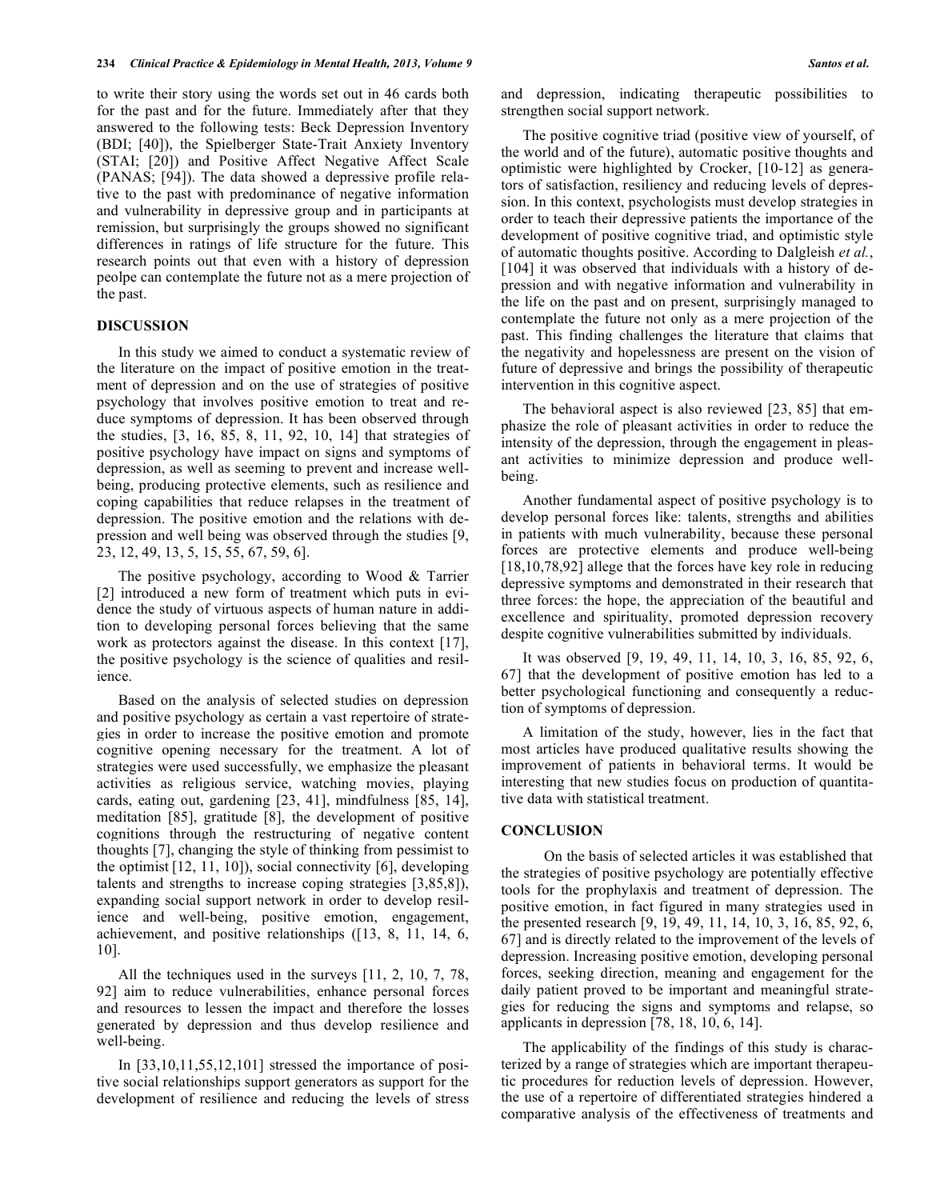to write their story using the words set out in 46 cards both for the past and for the future. Immediately after that they answered to the following tests: Beck Depression Inventory (BDI; [40]), the Spielberger State-Trait Anxiety Inventory (STAI; [20]) and Positive Affect Negative Affect Scale (PANAS; [94]). The data showed a depressive profile relative to the past with predominance of negative information and vulnerability in depressive group and in participants at remission, but surprisingly the groups showed no significant differences in ratings of life structure for the future. This research points out that even with a history of depression peolpe can contemplate the future not as a mere projection of the past.

## DISCUSSION

In this study we aimed to conduct a systematic review of the literature on the impact of positive emotion in the treatment of depression and on the use of strategies of positive psychology that involves positive emotion to treat and reduce symptoms of depression. It has been observed through the studies, [3, 16, 85, 8, 11, 92, 10, 14] that strategies of positive psychology have impact on signs and symptoms of depression, as well as seeming to prevent and increase well-being, producing protective elements, such as resilience and coping capabilities that reduce relapses in the treatment of depression. The positive emotion and the relations with depression and well being was observed through the studies [9, 23, 12, 49, 13, 5, 15, 55, 67, 59, 6].

The positive psychology, according to Wood & Tarrier [2] introduced a new form of treatment which puts in evidence the study of virtuous aspects of human nature in addition to developing personal forces believing that the same work as protectors against the disease. In this context [17], the positive psychology is the science of qualities and resilience.

Based on the analysis of selected studies on depression and positive psychology as certain a vast repertoire of strategies in order to increase the positive emotion and promote cognitive opening necessary for the treatment. A lot of strategies were used successfully, we emphasize the pleasant activities as religious service, watching movies, playing cards, eating out, gardening [23, 41], mindfulness [85, 14], meditation [85], gratitude [8], the development of positive cognitions through the restructuring of negative content thoughts [7], changing the style of thinking from pessimist to the optimist [12, 11, 10]), social connectivity [6], developing talents and strengths to increase coping strategies [3,85,8]), expanding social support network in order to develop resilience and well-being, positive emotion, engagement, achievement, and positive relationships ([13, 8, 11, 14, 6, 10].

All the techniques used in the surveys [11, 2, 10, 7, 78, 92] aim to reduce vulnerabilities, enhance personal forces and resources to lessen the impact and therefore the losses generated by depression and thus develop resilience and well-being.

In [33,10,11,55,12,101] stressed the importance of positive social relationships support generators as support for the development of resilience and reducing the levels of stress and depression, indicating therapeutic possibilities to strengthen social support network.

The positive cognitive triad (positive view of yourself, of the world and of the future), automatic positive thoughts and optimistic were highlighted by Crocker, [10-12] as generators of satisfaction, resiliency and reducing levels of depression. In this context, psychologists must develop strategies in order to teach their depressive patients the importance of the development of positive cognitive triad, and optimistic style of automatic thoughts positive. According to Dalgleish *et al.*, [104] it was observed that individuals with a history of depression and with negative information and vulnerability in the life on the past and on present, surprisingly managed to contemplate the future not only as a mere projection of the past. This finding challenges the literature that claims that the negativity and hopelessness are present on the vision of future of depressive and brings the possibility of therapeutic intervention in this cognitive aspect.

The behavioral aspect is also reviewed [23, 85] that emphasize the role of pleasant activities in order to reduce the intensity of the depression, through the engagement in pleasant activities to minimize depression and produce well-being.

Another fundamental aspect of positive psychology is to develop personal forces like: talents, strengths and abilities in patients with much vulnerability, because these personal forces are protective elements and produce well-being [18,10,78,92] allege that the forces have key role in reducing depressive symptoms and demonstrated in their research that three forces: the hope, the appreciation of the beautiful and excellence and spirituality, promoted depression recovery despite cognitive vulnerabilities submitted by individuals.

It was observed [9, 19, 49, 11, 14, 10, 3, 16, 85, 92, 6, 67] that the development of positive emotion has led to a better psychological functioning and consequently a reduction of symptoms of depression.

A limitation of the study, however, lies in the fact that most articles have produced qualitative results showing the improvement of patients in behavioral terms. It would be interesting that new studies focus on production of quantitative data with statistical treatment.

## CONCLUSION

On the basis of selected articles it was established that the strategies of positive psychology are potentially effective tools for the prophylaxis and treatment of depression. The positive emotion, in fact figured in many strategies used in the presented research [9, 19, 49, 11, 14, 10, 3, 16, 85, 92, 6, 67] and is directly related to the improvement of the levels of depression. Increasing positive emotion, developing personal forces, seeking direction, meaning and engagement for the daily patient proved to be important and meaningful strategies for reducing the signs and symptoms and relapse, so applicants in depression [78, 18, 10, 6, 14].

The applicability of the findings of this study is characterized by a range of strategies which are important therapeutic procedures for reduction levels of depression. However, the use of a repertoire of differentiated strategies hindered a comparative analysis of the effectiveness of treatments and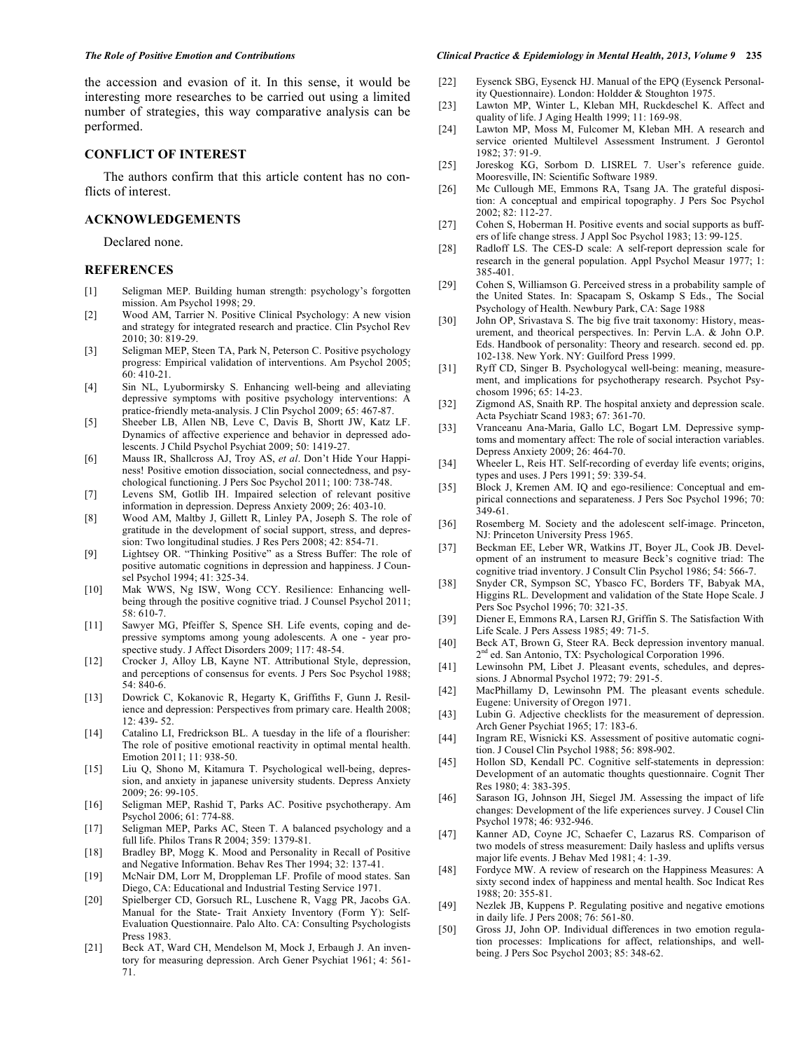the accession and evasion of it. In this sense, it would be interesting more researches to be carried out using a limited number of strategies, this way comparative analysis can be performed.

## CONFLICT OF INTEREST

The authors confirm that this article content has no conflicts of interest.

## ACKNOWLEDGEMENTS

Declared none.

## REFERENCES

[1] Seligman MEP. Building human strength: psychology's forgotten mission. Am Psychol 1998; 29.

[2] Wood AM, Tarrier N. Positive Clinical Psychology: A new vision and strategy for integrated research and practice. Clin Psychol Rev 2010; 30: 819-29.

[3] Seligman MEP, Steen TA, Park N, Peterson C. Positive psychology progress: Empirical validation of interventions. Am Psychol 2005; 60: 410-21.

[4] Sin NL, Lyubormirsky S. Enhancing well-being and alleviating depressive symptoms with positive psychology interventions: A pratice-friendly meta-analysis. J Clin Psychol 2009; 65: 467-87.

[5] Sheeber LB, Allen NB, Leve C, Davis B, Shortt JW, Katz LF. Dynamics of affective experience and behavior in depressed adolescents. J Child Psychol Psychiat 2009; 50: 1419-27.

[6] Mauss IR, Shallcross AJ, Troy AS, *et al*. Don't Hide Your Happiness! Positive emotion dissociation, social connectedness, and psychological functioning. J Pers Soc Psychol 2011; 100: 738-748.

[7] Levens SM, Gotlib IH. Impaired selection of relevant positive information in depression. Depress Anxiety 2009; 26: 403-10.

[8] Wood AM, Maltby J, Gillett R, Linley PA, Joseph S. The role of gratitude in the development of social support, stress, and depression: Two longitudinal studies. J Res Pers 2008; 42: 854-71.

[9] Lightsey OR. "Thinking Positive" as a Stress Buffer: The role of positive automatic cognitions in depression and happiness. J Counsel Psychol 1994; 41: 325-34.

[10] Mak WWS, Ng ISW, Wong CCY. Resilience: Enhancing well-being through the positive cognitive triad. J Counsel Psychol 2011; 58: 610-7.

[11] Sawyer MG, Pfeiffer S, Spence SH. Life events, coping and depressive symptoms among young adolescents. A one - year prospective study. J Affect Disorders 2009; 117: 48-54.

[12] Crocker J, Alloy LB, Kayne NT. Attributional Style, depression, and perceptions of consensus for events. J Pers Soc Psychol 1988; 54: 840-6.

[13] Dowrick C, Kokanovic R, Hegarty K, Griffiths F, Gunn J**.** Resilience and depression: Perspectives from primary care. Health 2008; 12: 439- 52.

[14] Catalino LI, Fredrickson BL. A tuesday in the life of a flourisher: The role of positive emotional reactivity in optimal mental health. Emotion 2011; 11: 938-50.

[15] Liu Q, Shono M, Kitamura T. Psychological well-being, depression, and anxiety in japanese university students. Depress Anxiety 2009; 26: 99-105.

[16] Seligman MEP, Rashid T, Parks AC. Positive psychotherapy. Am Psychol 2006; 61: 774-88.

[17] Seligman MEP, Parks AC, Steen T. A balanced psychology and a full life. Philos Trans R 2004; 359: 1379-81.

[18] Bradley BP, Mogg K. Mood and Personality in Recall of Positive and Negative Information. Behav Res Ther 1994; 32: 137-41.

[19] McNair DM, Lorr M, Droppleman LF. Profile of mood states. San Diego, CA: Educational and Industrial Testing Service 1971.

[20] Spielberger CD, Gorsuch RL, Luschene R, Vagg PR, Jacobs GA. Manual for the State- Trait Anxiety Inventory (Form Y): Self-Evaluation Questionnaire. Palo Alto. CA: Consulting Psychologists Press 1983.

[21] Beck AT, Ward CH, Mendelson M, Mock J, Erbaugh J. An inventory for measuring depression. Arch Gener Psychiat 1961; 4: 561-71.

[22] Eysenck SBG, Eysenck HJ. Manual of the EPQ (Eysenck Personality Questionnaire). London: Holdder & Stoughton 1975.

[23] Lawton MP, Winter L, Kleban MH, Ruckdeschel K. Affect and quality of life. J Aging Health 1999; 11: 169-98.

[24] Lawton MP, Moss M, Fulcomer M, Kleban MH. A research and service oriented Multilevel Assessment Instrument. J Gerontol 1982; 37: 91-9.

[25] Joreskog KG, Sorbom D. LISREL 7. User's reference guide. Mooresville, IN: Scientific Software 1989.

[26] Mc Cullough ME, Emmons RA, Tsang JA. The grateful disposition: A conceptual and empirical topography. J Pers Soc Psychol 2002; 82: 112-27.

[27] Cohen S, Hoberman H. Positive events and social supports as buffers of life change stress. J Appl Soc Psychol 1983; 13: 99-125.

[28] Radloff LS. The CES-D scale: A self-report depression scale for research in the general population. Appl Psychol Measur 1977; 1: 385-401.

[29] Cohen S, Williamson G. Perceived stress in a probability sample of the United States. In: Spacapam S, Oskamp S Eds., The Social Psychology of Health. Newbury Park, CA: Sage 1988

[30] John OP, Srivastava S. The big five trait taxonomy: History, measurement, and theorical perspectives. In: Pervin L.A. & John O.P. Eds. Handbook of personality: Theory and research. second ed. pp. 102-138. New York. NY: Guilford Press 1999.

[31] Ryff CD, Singer B. Psychologycal well-being: meaning, measurement, and implications for psychotherapy research. Psychot Psychosom 1996; 65: 14-23.

[32] Zigmond AS, Snaith RP. The hospital anxiety and depression scale. Acta Psychiatr Scand 1983; 67: 361-70.

[33] Vranceanu Ana-Maria, Gallo LC, Bogart LM. Depressive symptoms and momentary affect: The role of social interaction variables. Depress Anxiety 2009; 26: 464-70.

[34] Wheeler L, Reis HT. Self-recording of everday life events; origins, types and uses. J Pers 1991; 59: 339-54.

[35] Block J, Kremen AM. IQ and ego-resilience: Conceptual and empirical connections and separateness. J Pers Soc Psychol 1996; 70: 349-61.

[36] Rosemberg M. Society and the adolescent self-image. Princeton, NJ: Princeton University Press 1965.

[37] Beckman EE, Leber WR, Watkins JT, Boyer JL, Cook JB. Development of an instrument to measure Beck's cognitive triad: The cognitive triad inventory. J Consult Clin Psychol 1986; 54: 566-7.

[38] Snyder CR, Sympson SC, Ybasco FC, Borders TF, Babyak MA, Higgins RL. Development and validation of the State Hope Scale. J Pers Soc Psychol 1996; 70: 321-35.

[39] Diener E, Emmons RA, Larsen RJ, Griffin S. The Satisfaction With Life Scale. J Pers Assess 1985; 49: 71-5.

[40] Beck AT, Brown G, Steer RA. Beck depression inventory manual. 2nd ed. San Antonio, TX: Psychological Corporation 1996.

[41] Lewinsohn PM, Libet J. Pleasant events, schedules, and depressions. J Abnormal Psychol 1972; 79: 291-5.

[42] MacPhillamy D, Lewinsohn PM. The pleasant events schedule. Eugene: University of Oregon 1971.

[43] Lubin G. Adjective checklists for the measurement of depression. Arch Gener Psychiat 1965; 17: 183-6.

[44] Ingram RE, Wisnicki KS. Assessment of positive automatic cognition. J Cousel Clin Psychol 1988; 56: 898-902.

[45] Hollon SD, Kendall PC. Cognitive self-statements in depression: Development of an automatic thoughts questionnaire. Cognit Ther Res 1980; 4: 383-395.

[46] Sarason IG, Johnson JH, Siegel JM. Assessing the impact of life changes: Development of the life experiences survey. J Cousel Clin Psychol 1978; 46: 932-946.

[47] Kanner AD, Coyne JC, Schaefer C, Lazarus RS. Comparison of two models of stress measurement: Daily hasless and uplifts versus major life events. J Behav Med 1981; 4: 1-39.

[48] Fordyce MW. A review of research on the Happiness Measures: A sixty second index of happiness and mental health. Soc Indicat Res 1988; 20: 355-81.

[49] Nezlek JB, Kuppens P. Regulating positive and negative emotions in daily life. J Pers 2008; 76: 561-80.

[50] Gross JJ, John OP. Individual differences in two emotion regulation processes: Implications for affect, relationships, and well-being. J Pers Soc Psychol 2003; 85: 348-62.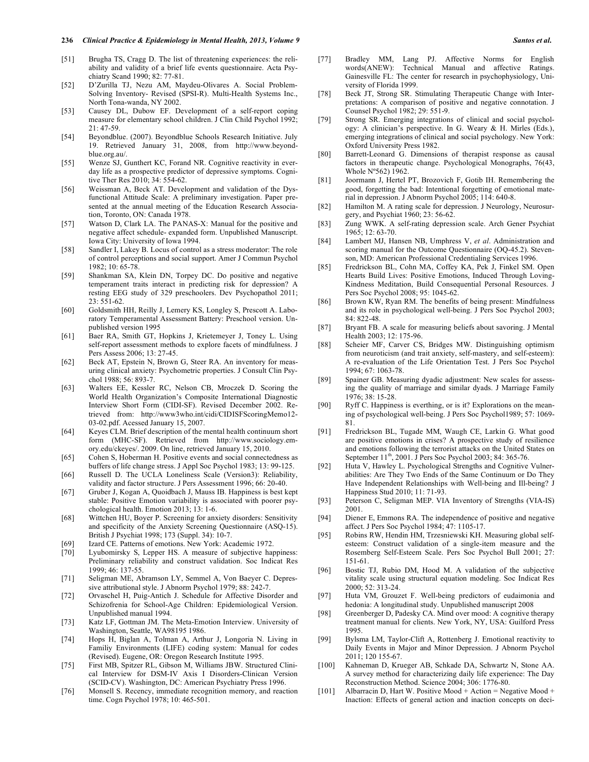[51] Brugha TS, Cragg D. The list of threatening experiences: the reliability and validity of a brief life events questionnaire. Acta Psychiatry Scand 1990; 82: 77-81.

[52] D'Zurilla TJ, Nezu AM, Maydeu-Olivares A. Social Problem-Solving Inventory- Revised (SPSI-R). Multi-Health Systems Inc., North Tona-wanda, NY 2002.

[53] Causey DL, Dubow EF. Development of a self-report coping measure for elementary school children. J Clin Child Psychol 1992; 21: 47-59.

[54] Beyondblue. (2007). Beyondblue Schools Research Initiative. July 19. Retrieved January 31, 2008, from http://www.beyond-blue.org.au/.

[55] Wenze SJ, Gunthert KC, Forand NR. Cognitive reactivity in everyday life as a prospective predictor of depressive symptoms. Cognitive Ther Res 2010; 34: 554-62.

[56] Weissman A, Beck AT. Development and validation of the Dysfunctional Attitude Scale: A preliminary investigation. Paper presented at the annual meeting of the Education Research Association, Toronto, ON: Canada 1978.

[57] Watson D, Clark LA. The PANAS-X: Manual for the positive and negative affect schedule- expanded form. Unpublished Manuscript. Iowa City: University of Iowa 1994.

[58] Sandler I, Lakey B. Locus of control as a stress moderator: The role of control perceptions and social support. Amer J Commun Psychol 1982; 10: 65-78.

[59] Shankman SA, Klein DN, Torpey DC. Do positive and negative temperament traits interact in predicting risk for depression? A resting EEG study of 329 preschoolers. Dev Psychopathol 2011; 23: 551-62.

[60] Goldsmith HH, Reilly J, Lemery KS, Longley S, Prescott A. Laboratory Temperamental Assessment Battery: Preschool version. Unpublished version 1995

[61] Baer RA, Smith GT, Hopkins J, Krietemeyer J, Toney L. Using self-report assessment methods to explore facets of mindfulness. J Pers Assess 2006; 13: 27-45.

[62] Beck AT, Epstein N, Brown G, Steer RA. An inventory for measuring clinical anxiety: Psychometric properties. J Consult Clin Psychol 1988; 56: 893-7.

[63] Walters EE, Kessler RC, Nelson CB, Mroczek D. Scoring the World Health Organization's Composite International Diagnostic Interview Short Form (CIDI-SF). Revised December 2002. Retrieved from: http://www3who.int/cidi/CIDISFScoringMemo12-03-02.pdf. Acessed January 15, 2007.

[64] Keyes CLM. Brief description of the mental health continuum short form (MHC-SF). Retrieved from http://www.sociology.emory.edu/ckeyes/. 2009. On line, retrieved January 15, 2010.

[65] Cohen S, Hoberman H. Positive events and social connectedness as buffers of life change stress. J Appl Soc Psychol 1983; 13: 99-125.

[66] Russell D. The UCLA Loneliness Scale (Version3): Reliability, validity and factor structure. J Pers Assessment 1996; 66: 20-40.

[67] Gruber J, Kogan A, Quoidbach J, Mauss IB. Happiness is best kept stable: Positive Emotion variability is associated with poorer psychological health. Emotion 2013; 13: 1-6.

[68] Wittchen HU, Boyer P. Screening for anxiety disorders: Sensitivity and specificity of the Anxiety Screening Questionnaire (ASQ-15). British J Psychiat 1998; 173 (Suppl. 34): 10-7.

[69] Izard CE. Patterns of emotions. New York: Academic 1972.

[70] Lyubomirsky S, Lepper HS. A measure of subjective happiness: Preliminary reliability and construct validation. Soc Indicat Res 1999; 46: 137-55.

[71] Seligman ME, Abramson LY, Semmel A, Von Baeyer C. Depressive attributional style. J Abnorm Psychol 1979; 88: 242-7.

[72] Orvaschel H, Puig-Antich J. Schedule for Affective Disorder and Schizofrenia for School-Age Children: Epidemiological Version. Unpublished manual 1994.

[73] Katz LF, Gottman JM. The Meta-Emotion Interview. University of Washington, Seattle, WA98195 1986.

[74] Hops H, Biglan A, Tolman A, Arthur J, Longoria N. Living in Familiy Environments (LIFE) coding system: Manual for codes (Revised). Eugene, OR: Oregon Research Institute 1995.

[75] First MB, Spitzer RL, Gibson M, Williams JBW. Structured Clinical Interview for DSM-IV Axis I Disorders-Clinican Version (SCID-CV). Washington, DC: American Psychiatry Press 1996.

[76] Monsell S. Recency, immediate recognition memory, and reaction time. Cogn Psychol 1978; 10: 465-501.

[77] Bradley MM, Lang PJ. Affective Norms for English words(ANEW): Technical Manual and affective Ratings. Gainesville FL: The center for research in psychophysiology, University of Florida 1999.

[78] Beck JT, Strong SR. Stimulating Therapeutic Change with Interpretations: A comparison of positive and negative connotation. J Counsel Psychol 1982; 29: 551-9.

[79] Strong SR. Emerging integrations of clinical and social psychology: A clinician's perspective. In G. Weary & H. Mirles (Eds.), emerging integrations of clinical and social psychology. New York: Oxford University Press 1982.

[80] Barrett-Leonard G. Dimensions of therapist response as causal factors in therapeutic change. Psychological Monographs, 76(43, Whole Nº562) 1962.

[81] Joormann J, Hertel PT, Brozovich F, Gotib IH. Remembering the good, forgetting the bad: Intentional forgetting of emotional material in depression. J Abnorm Psychol 2005; 114: 640-8.

[82] Hamilton M. A rating scale for depression. J Neurology, Neurosurgery, and Psychiat 1960; 23: 56-62.

[83] Zung WWK. A self-rating depression scale. Arch Gener Psychiat 1965; 12: 63-70.

[84] Lambert MJ, Hansen NB, Umphress V, *et al*. Administration and scoring manual for the Outcome Questionnaire (OQ-45.2). Stevenson, MD: American Professional Credentialing Services 1996.

[85] Fredrickson BL, Cohn MA, Coffey KA, Pek J, Finkel SM. Open Hearts Build Lives: Positive Emotions, Induced Through Loving-Kindness Meditation, Build Consequential Personal Resources. J Pers Soc Psychol 2008; 95: 1045-62.

[86] Brown KW, Ryan RM. The benefits of being present: Mindfulness and its role in psychological well-being. J Pers Soc Psychol 2003; 84: 822-48.

[87] Bryant FB. A scale for measuring beliefs about savoring. J Mental Health 2003; 12: 175-96.

[88] Scheier MF, Carver CS, Bridges MW. Distinguishing optimism from neuroticism (and trait anxiety, self-mastery, and self-esteem): A re-evaluation of the Life Orientation Test. J Pers Soc Psychol 1994; 67: 1063-78.

[89] Spainer GB. Measuring dyadic adjustment: New scales for assessing the quality of marriage and similar dyads. J Marriage Family 1976; 38: 15-28.

[90] Ryff C. Happiness is everthing, or is it? Explorations on the meaning of psychological well-being. J Pers Soc Psychol1989; 57: 1069-81.

[91] Fredrickson BL, Tugade MM, Waugh CE, Larkin G. What good are positive emotions in crises? A prospective study of resilience and emotions following the terrorist attacks on the United States on September 11th, 2001. J Pers Soc Psychol 2003; 84: 365-76.

[92] Huta V, Hawley L. Psychological Strengths and Cognitive Vulnerabilities: Are They Two Ends of the Same Continuum or Do They Have Independent Relationships with Well-being and Ill-being? J Happiness Stud 2010; 11: 71-93.

[93] Peterson C, Seligman MEP. VIA Inventory of Strengths (VIA-IS) 2001.

[94] Diener E, Emmons RA. The independence of positive and negative affect. J Pers Soc Psychol 1984; 47: 1105-17.

[95] Robins RW, Hendin HM, Trzesniewski KH. Measuring global self-esteem: Construct validation of a single-item measure and the Rosemberg Self-Esteem Scale. Pers Soc Psychol Bull 2001; 27: 151-61.

[96] Bostic TJ, Rubio DM, Hood M. A validation of the subjective vitality scale using structural equation modeling. Soc Indicat Res 2000; 52: 313-24.

[97] Huta VM, Grouzet F. Well-being predictors of eudaimonia and hedonia: A longitudinal study. Unpublished manuscript 2008

[98] Greenberger D, Padesky CA. Mind over mood: A cognitive therapy treatment manual for clients. New York, NY, USA: Guilford Press 1995.

[99] Bylsma LM, Taylor-Clift A, Rottenberg J. Emotional reactivity to Daily Events in Major and Minor Depression. J Abnorm Psychol 2011; 120 155-67.

[100] Kahneman D, Krueger AB, Schkade DA, Schwartz N, Stone AA. A survey method for characterizing daily life experience: The Day Reconstruction Method. Science 2004; 306: 1776-80.

[101] Albarracin D, Hart W. Positive Mood + Action = Negative Mood + Inaction: Effects of general action and inaction concepts on deci-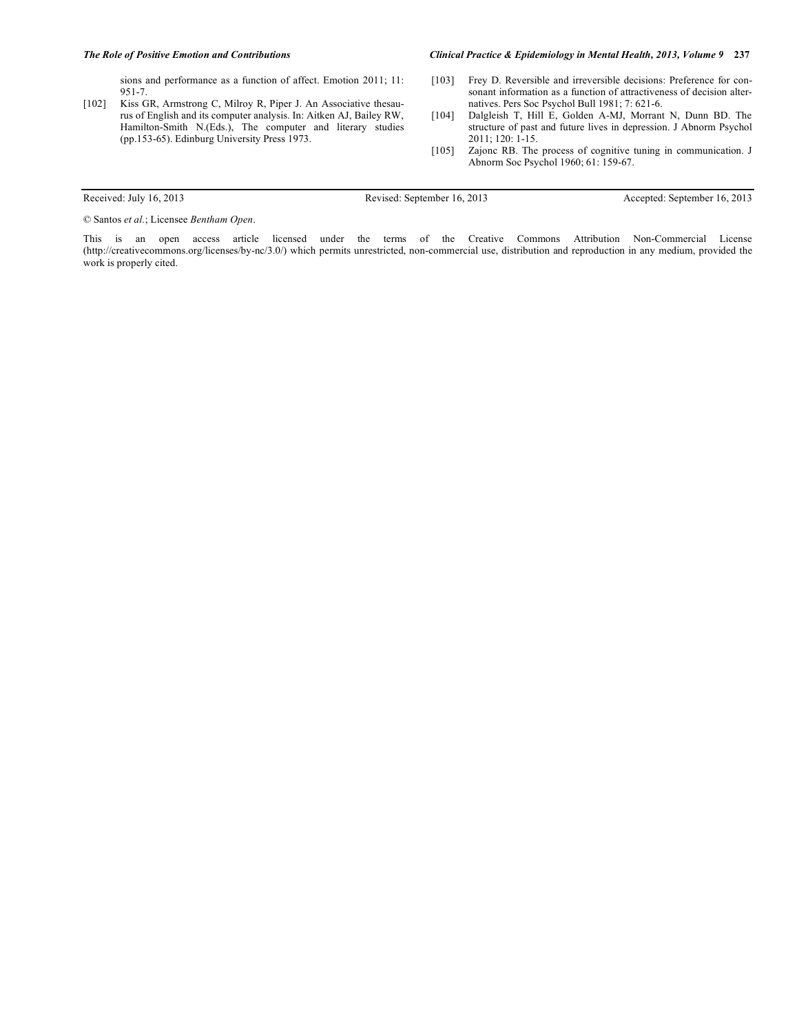sions and performance as a function of affect. Emotion 2011; 11: 951-7.

[102] Kiss GR, Armstrong C, Milroy R, Piper J. An Associative thesaurus of English and its computer analysis. In: Aitken AJ, Bailey RW, Hamilton-Smith N.(Eds.), The computer and literary studies (pp.153-65). Edinburg University Press 1973.

[103] Frey D. Reversible and irreversible decisions: Preference for consonant information as a function of attractiveness of decision alternatives. Pers Soc Psychol Bull 1981; 7: 621-6.

[104] Dalgleish T, Hill E, Golden A-MJ, Morrant N, Dunn BD. The structure of past and future lives in depression. J Abnorm Psychol 2011; 120: 1-15.

[105] Zajonc RB. The process of cognitive tuning in communication. J Abnorm Soc Psychol 1960; 61: 159-67.

Received: July 16, 2013 Revised: September 16, 2013 Accepted: September 16, 2013

© Santos *et al.*; Licensee *Bentham Open*.

This is an open access article licensed under the terms of the Creative Commons Attribution Non-Commercial License (http://creativecommons.org/licenses/by-nc/3.0/) which permits unrestricted, non-commercial use, distribution and reproduction in any medium, provided the work is properly cited.